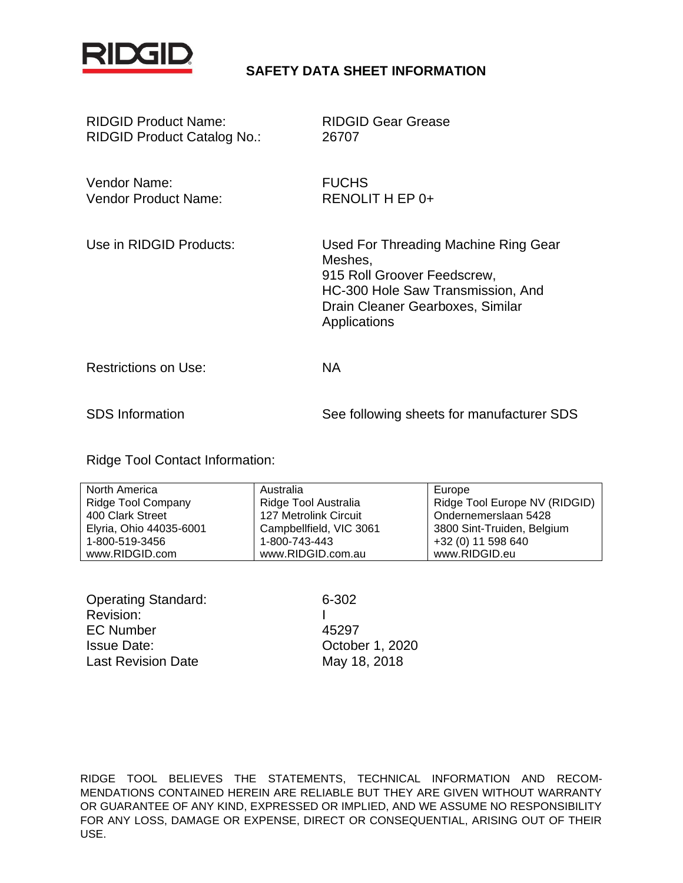RIDGID

# SAFETY DATA SHEET INFORMATION

| | |
|---|---|
| RIDGID Product Name: | RIDGID Gear Grease |
| RIDGID Product Catalog No.: | 26707 |
| Vendor Name: | FUCHS |
| Vendor Product Name: | RENOLIT H EP 0+ |
| Use in RIDGID Products: | Used For Threading Machine Ring Gear Meshes, 915 Roll Groover Feedscrew, HC-300 Hole Saw Transmission, And Drain Cleaner Gearboxes, Similar Applications |
| Restrictions on Use: | NA |
| SDS Information | See following sheets for manufacturer SDS |

Ridge Tool Contact Information:

| North America | Australia | Europe |
|---|---|---|
| Ridge Tool Company | Ridge Tool Australia | Ridge Tool Europe NV (RIDGID) |
| 400 Clark Street | 127 Metrolink Circuit | Ondernemerslaan 5428 |
| Elyria, Ohio 44035-6001 | Campbellfield, VIC 3061 | 3800 Sint-Truiden, Belgium |
| 1-800-519-3456 | 1-800-743-443 | +32 (0) 11 598 640 |
| www.RIDGID.com | www.RIDGID.com.au | www.RIDGID.eu |

| | |
|---|---|
| Operating Standard: | 6-302 |
| Revision: | I |
| EC Number | 45297 |
| Issue Date: | October 1, 2020 |
| Last Revision Date | May 18, 2018 |

RIDGE TOOL BELIEVES THE STATEMENTS, TECHNICAL INFORMATION AND RECOMMENDATIONS CONTAINED HEREIN ARE RELIABLE BUT THEY ARE GIVEN WITHOUT WARRANTY OR GUARANTEE OF ANY KIND, EXPRESSED OR IMPLIED, AND WE ASSUME NO RESPONSIBILITY FOR ANY LOSS, DAMAGE OR EXPENSE, DIRECT OR CONSEQUENTIAL, ARISING OUT OF THEIR USE.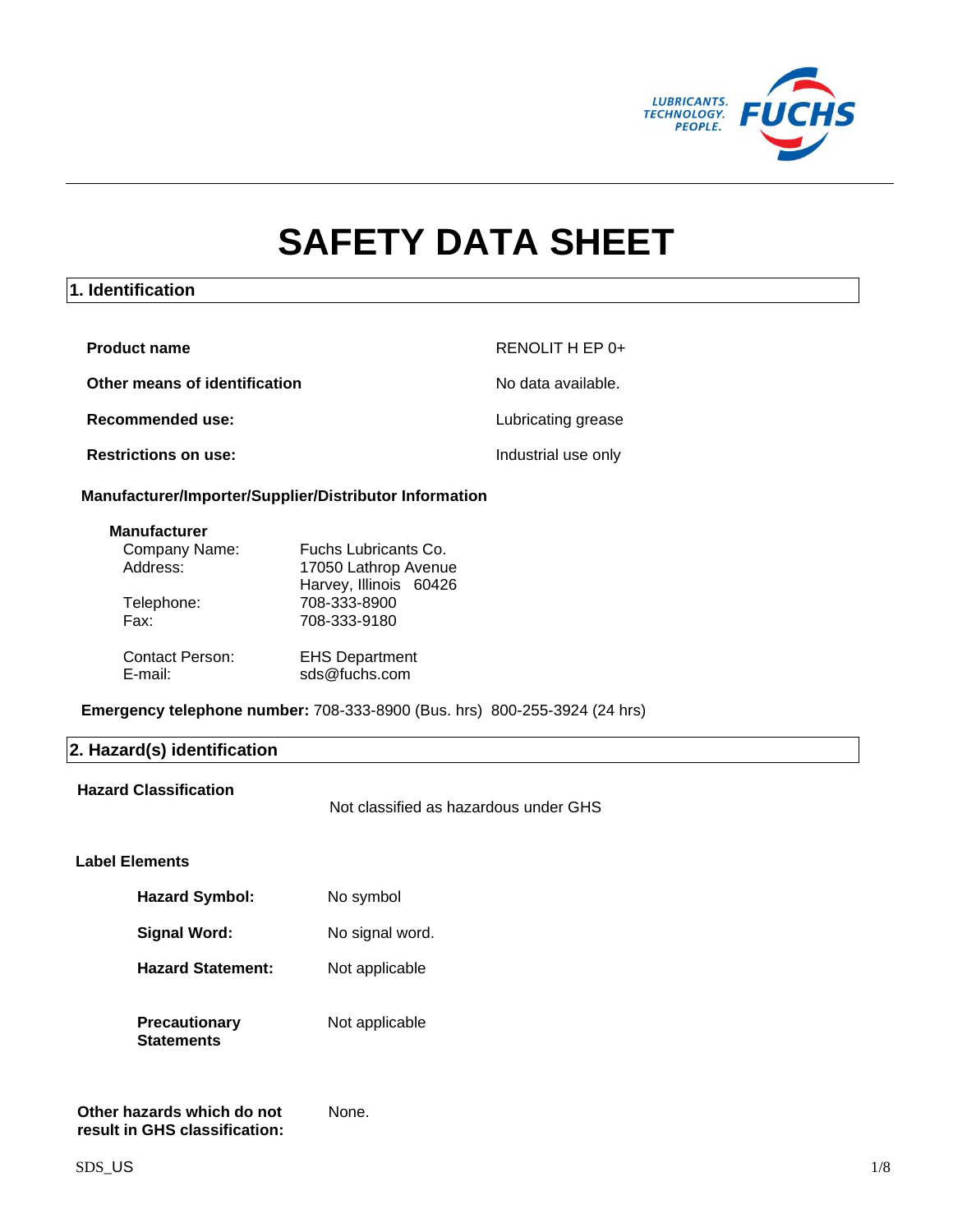# SAFETY DATA SHEET

## 1. Identification

| | |
|---|---|
| **Product name** | RENOLIT H EP 0+ |
| **Other means of identification** | No data available. |
| **Recommended use:** | Lubricating grease |
| **Restrictions on use:** | Industrial use only |

### Manufacturer/Importer/Supplier/Distributor Information

**Manufacturer**

| | |
|---|---|
| Company Name: | Fuchs Lubricants Co. |
| Address: | 17050 Lathrop Avenue<br>Harvey, Illinois 60426 |
| Telephone: | 708-333-8900 |
| Fax: | 708-333-9180 |
| Contact Person: | EHS Department |
| E-mail: | sds@fuchs.com |

**Emergency telephone number:** 708-333-8900 (Bus. hrs) 800-255-3924 (24 hrs)

## 2. Hazard(s) identification

**Hazard Classification** Not classified as hazardous under GHS

**Label Elements**

| | |
|---|---|
| **Hazard Symbol:** | No symbol |
| **Signal Word:** | No signal word. |
| **Hazard Statement:** | Not applicable |
| **Precautionary Statements** | Not applicable |

**Other hazards which do not result in GHS classification:** None.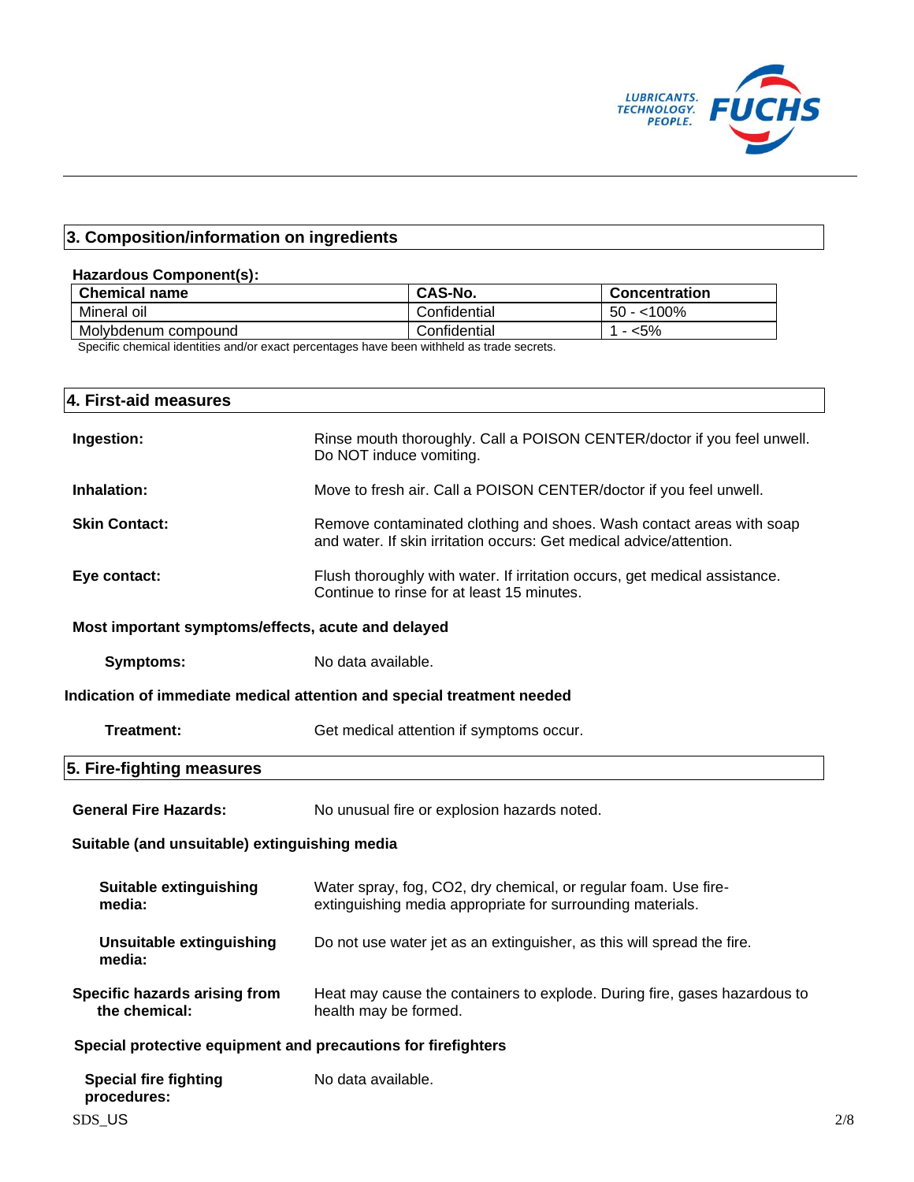## 3. Composition/information on ingredients

**Hazardous Component(s):**

| Chemical name | CAS-No. | Concentration |
|---|---|---|
| Mineral oil | Confidential | 50 - <100% |
| Molybdenum compound | Confidential | 1 - <5% |

Specific chemical identities and/or exact percentages have been withheld as trade secrets.

## 4. First-aid measures

**Ingestion:** Rinse mouth thoroughly. Call a POISON CENTER/doctor if you feel unwell. Do NOT induce vomiting.

**Inhalation:** Move to fresh air. Call a POISON CENTER/doctor if you feel unwell.

**Skin Contact:** Remove contaminated clothing and shoes. Wash contact areas with soap and water. If skin irritation occurs: Get medical advice/attention.

**Eye contact:** Flush thoroughly with water. If irritation occurs, get medical assistance. Continue to rinse for at least 15 minutes.

**Most important symptoms/effects, acute and delayed**

**Symptoms:** No data available.

**Indication of immediate medical attention and special treatment needed**

**Treatment:** Get medical attention if symptoms occur.

## 5. Fire-fighting measures

**General Fire Hazards:** No unusual fire or explosion hazards noted.

**Suitable (and unsuitable) extinguishing media**

**Suitable extinguishing media:** Water spray, fog, CO2, dry chemical, or regular foam. Use fire-extinguishing media appropriate for surrounding materials.

**Unsuitable extinguishing media:** Do not use water jet as an extinguisher, as this will spread the fire.

**Specific hazards arising from the chemical:** Heat may cause the containers to explode. During fire, gases hazardous to health may be formed.

**Special protective equipment and precautions for firefighters**

**Special fire fighting procedures:** No data available.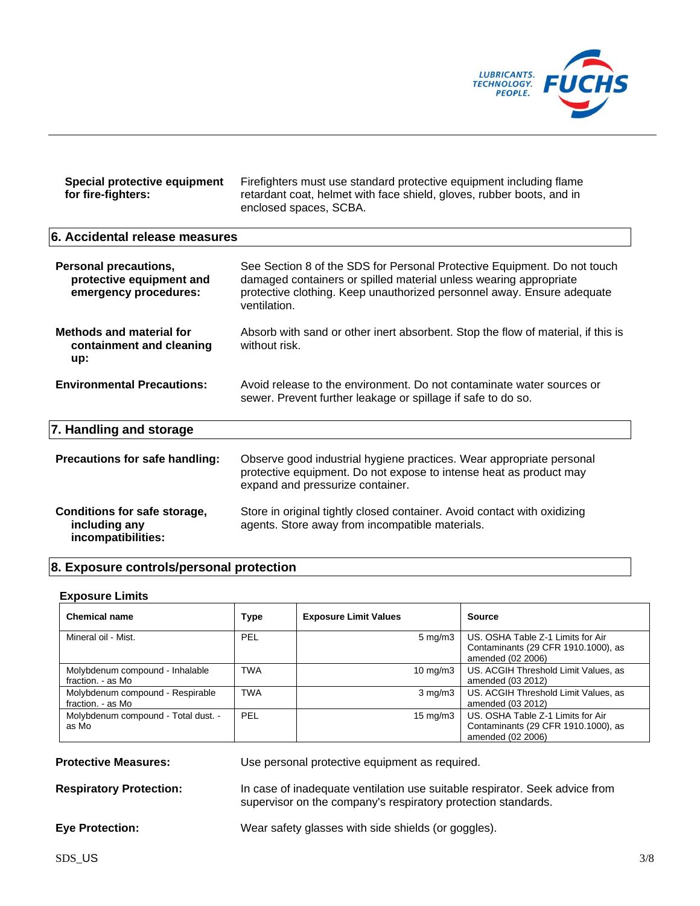**Special protective equipment for fire-fighters:** Firefighters must use standard protective equipment including flame retardant coat, helmet with face shield, gloves, rubber boots, and in enclosed spaces, SCBA.

## 6. Accidental release measures

**Personal precautions, protective equipment and emergency procedures:** See Section 8 of the SDS for Personal Protective Equipment. Do not touch damaged containers or spilled material unless wearing appropriate protective clothing. Keep unauthorized personnel away. Ensure adequate ventilation.

**Methods and material for containment and cleaning up:** Absorb with sand or other inert absorbent. Stop the flow of material, if this is without risk.

**Environmental Precautions:** Avoid release to the environment. Do not contaminate water sources or sewer. Prevent further leakage or spillage if safe to do so.

## 7. Handling and storage

**Precautions for safe handling:** Observe good industrial hygiene practices. Wear appropriate personal protective equipment. Do not expose to intense heat as product may expand and pressurize container.

**Conditions for safe storage, including any incompatibilities:** Store in original tightly closed container. Avoid contact with oxidizing agents. Store away from incompatible materials.

## 8. Exposure controls/personal protection

### Exposure Limits

| Chemical name | Type | Exposure Limit Values | Source |
|---|---|---|---|
| Mineral oil - Mist. | PEL | 5 mg/m3 | US. OSHA Table Z-1 Limits for Air Contaminants (29 CFR 1910.1000), as amended (02 2006) |
| Molybdenum compound - Inhalable fraction. - as Mo | TWA | 10 mg/m3 | US. ACGIH Threshold Limit Values, as amended (03 2012) |
| Molybdenum compound - Respirable fraction. - as Mo | TWA | 3 mg/m3 | US. ACGIH Threshold Limit Values, as amended (03 2012) |
| Molybdenum compound - Total dust. - as Mo | PEL | 15 mg/m3 | US. OSHA Table Z-1 Limits for Air Contaminants (29 CFR 1910.1000), as amended (02 2006) |

**Protective Measures:** Use personal protective equipment as required.

**Respiratory Protection:** In case of inadequate ventilation use suitable respirator. Seek advice from supervisor on the company's respiratory protection standards.

**Eye Protection:** Wear safety glasses with side shields (or goggles).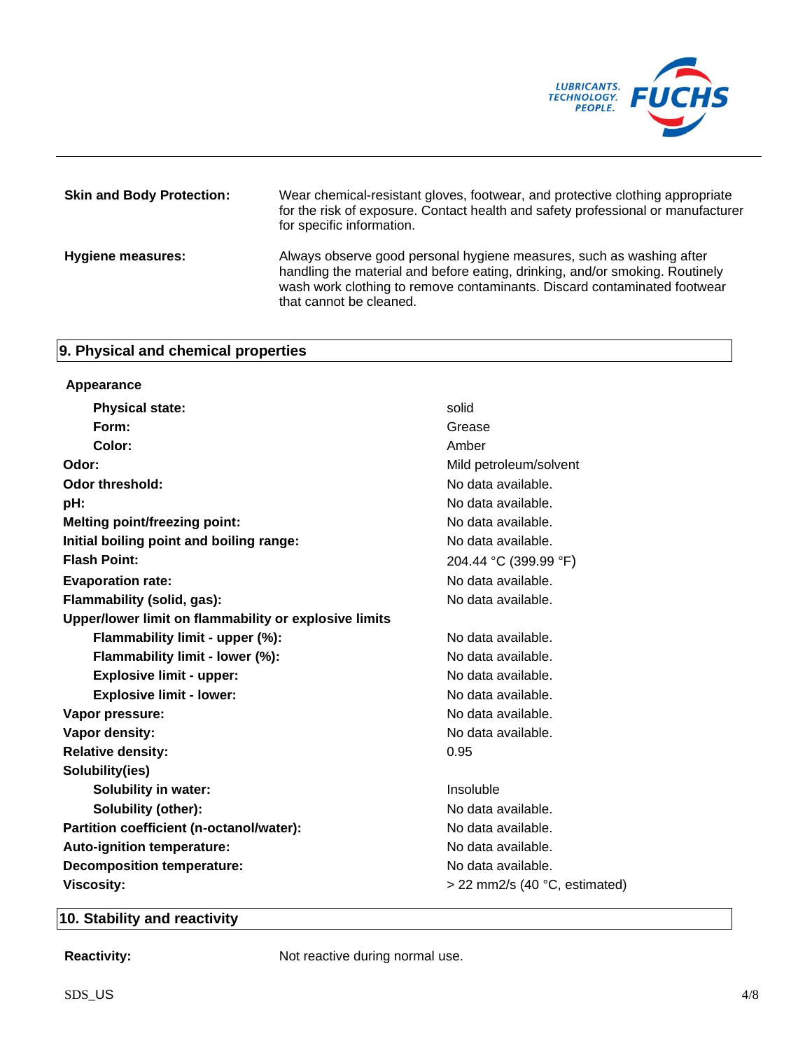**Skin and Body Protection:** Wear chemical-resistant gloves, footwear, and protective clothing appropriate for the risk of exposure. Contact health and safety professional or manufacturer for specific information.

**Hygiene measures:** Always observe good personal hygiene measures, such as washing after handling the material and before eating, drinking, and/or smoking. Routinely wash work clothing to remove contaminants. Discard contaminated footwear that cannot be cleaned.

## 9. Physical and chemical properties

| | |
|---|---|
| **Appearance** | |
| **Physical state:** | solid |
| **Form:** | Grease |
| **Color:** | Amber |
| **Odor:** | Mild petroleum/solvent |
| **Odor threshold:** | No data available. |
| **pH:** | No data available. |
| **Melting point/freezing point:** | No data available. |
| **Initial boiling point and boiling range:** | No data available. |
| **Flash Point:** | 204.44 °C (399.99 °F) |
| **Evaporation rate:** | No data available. |
| **Flammability (solid, gas):** | No data available. |
| **Upper/lower limit on flammability or explosive limits** | |
| **Flammability limit - upper (%):** | No data available. |
| **Flammability limit - lower (%):** | No data available. |
| **Explosive limit - upper:** | No data available. |
| **Explosive limit - lower:** | No data available. |
| **Vapor pressure:** | No data available. |
| **Vapor density:** | No data available. |
| **Relative density:** | 0.95 |
| **Solubility(ies)** | |
| **Solubility in water:** | Insoluble |
| **Solubility (other):** | No data available. |
| **Partition coefficient (n-octanol/water):** | No data available. |
| **Auto-ignition temperature:** | No data available. |
| **Decomposition temperature:** | No data available. |
| **Viscosity:** | > 22 mm2/s (40 °C, estimated) |

## 10. Stability and reactivity

**Reactivity:** Not reactive during normal use.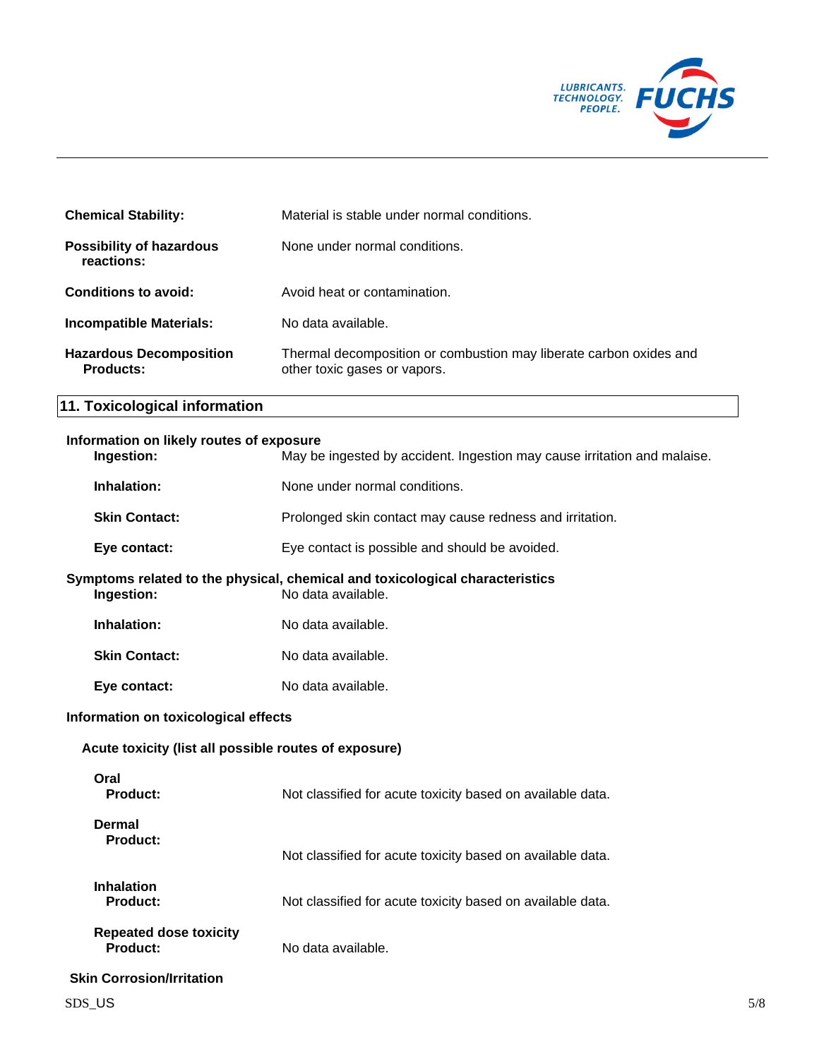**Chemical Stability:** Material is stable under normal conditions.

**Possibility of hazardous reactions:** None under normal conditions.

**Conditions to avoid:** Avoid heat or contamination.

**Incompatible Materials:** No data available.

**Hazardous Decomposition Products:** Thermal decomposition or combustion may liberate carbon oxides and other toxic gases or vapors.

## 11. Toxicological information

**Information on likely routes of exposure**

**Ingestion:** May be ingested by accident. Ingestion may cause irritation and malaise.

**Inhalation:** None under normal conditions.

**Skin Contact:** Prolonged skin contact may cause redness and irritation.

**Eye contact:** Eye contact is possible and should be avoided.

**Symptoms related to the physical, chemical and toxicological characteristics**

**Ingestion:** No data available.

**Inhalation:** No data available.

**Skin Contact:** No data available.

**Eye contact:** No data available.

**Information on toxicological effects**

**Acute toxicity (list all possible routes of exposure)**

**Oral**
**Product:** Not classified for acute toxicity based on available data.

**Dermal**
**Product:** Not classified for acute toxicity based on available data.

**Inhalation**
**Product:** Not classified for acute toxicity based on available data.

**Repeated dose toxicity**
**Product:** No data available.

**Skin Corrosion/Irritation**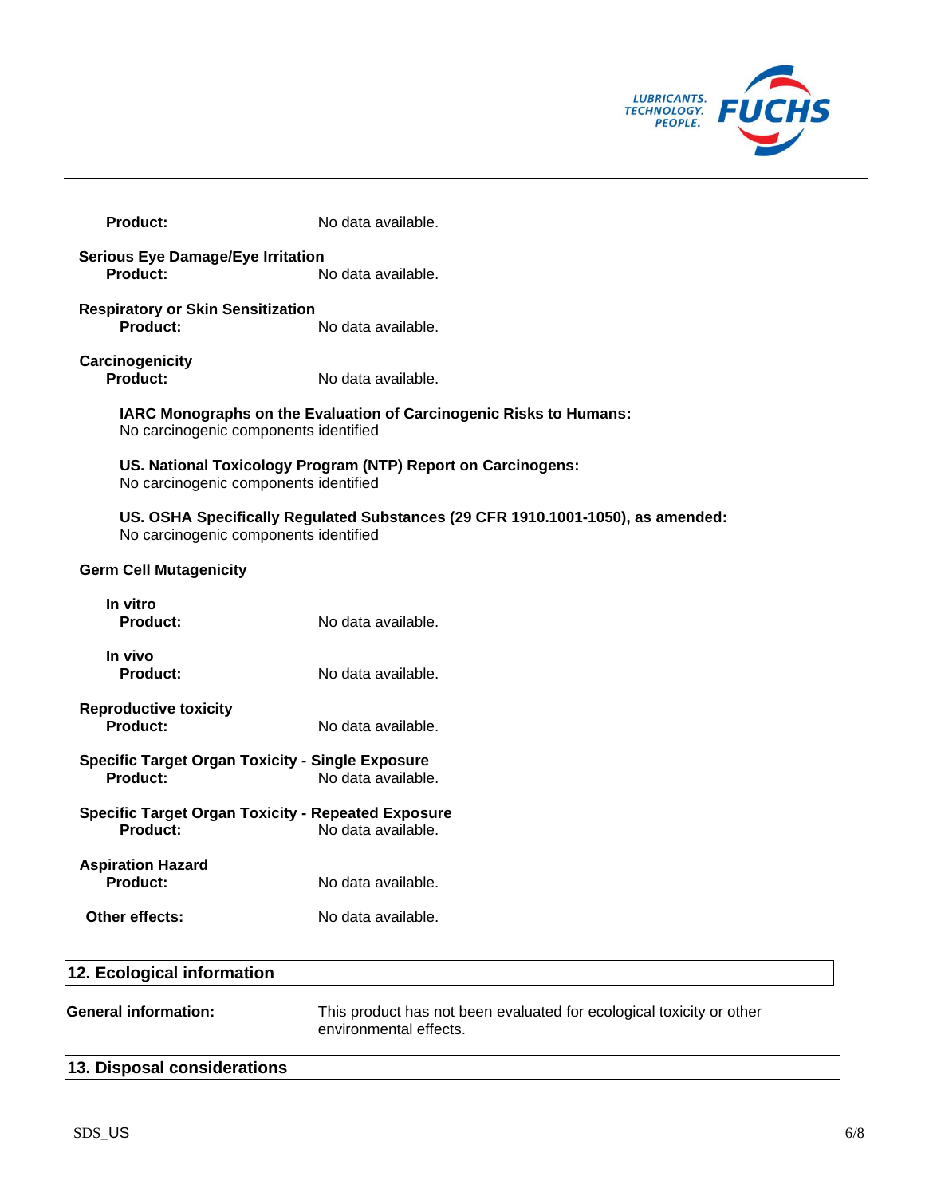**Product:** No data available.

**Serious Eye Damage/Eye Irritation**

**Product:** No data available.

**Respiratory or Skin Sensitization**

**Product:** No data available.

**Carcinogenicity**

**Product:** No data available.

**IARC Monographs on the Evaluation of Carcinogenic Risks to Humans:**
No carcinogenic components identified

**US. National Toxicology Program (NTP) Report on Carcinogens:**
No carcinogenic components identified

**US. OSHA Specifically Regulated Substances (29 CFR 1910.1001-1050), as amended:**
No carcinogenic components identified

**Germ Cell Mutagenicity**

**In vitro**

**Product:** No data available.

**In vivo**

**Product:** No data available.

**Reproductive toxicity**

**Product:** No data available.

**Specific Target Organ Toxicity - Single Exposure**

**Product:** No data available.

**Specific Target Organ Toxicity - Repeated Exposure**

**Product:** No data available.

**Aspiration Hazard**

**Product:** No data available.

**Other effects:** No data available.

## 12. Ecological information

**General information:** This product has not been evaluated for ecological toxicity or other environmental effects.

## 13. Disposal considerations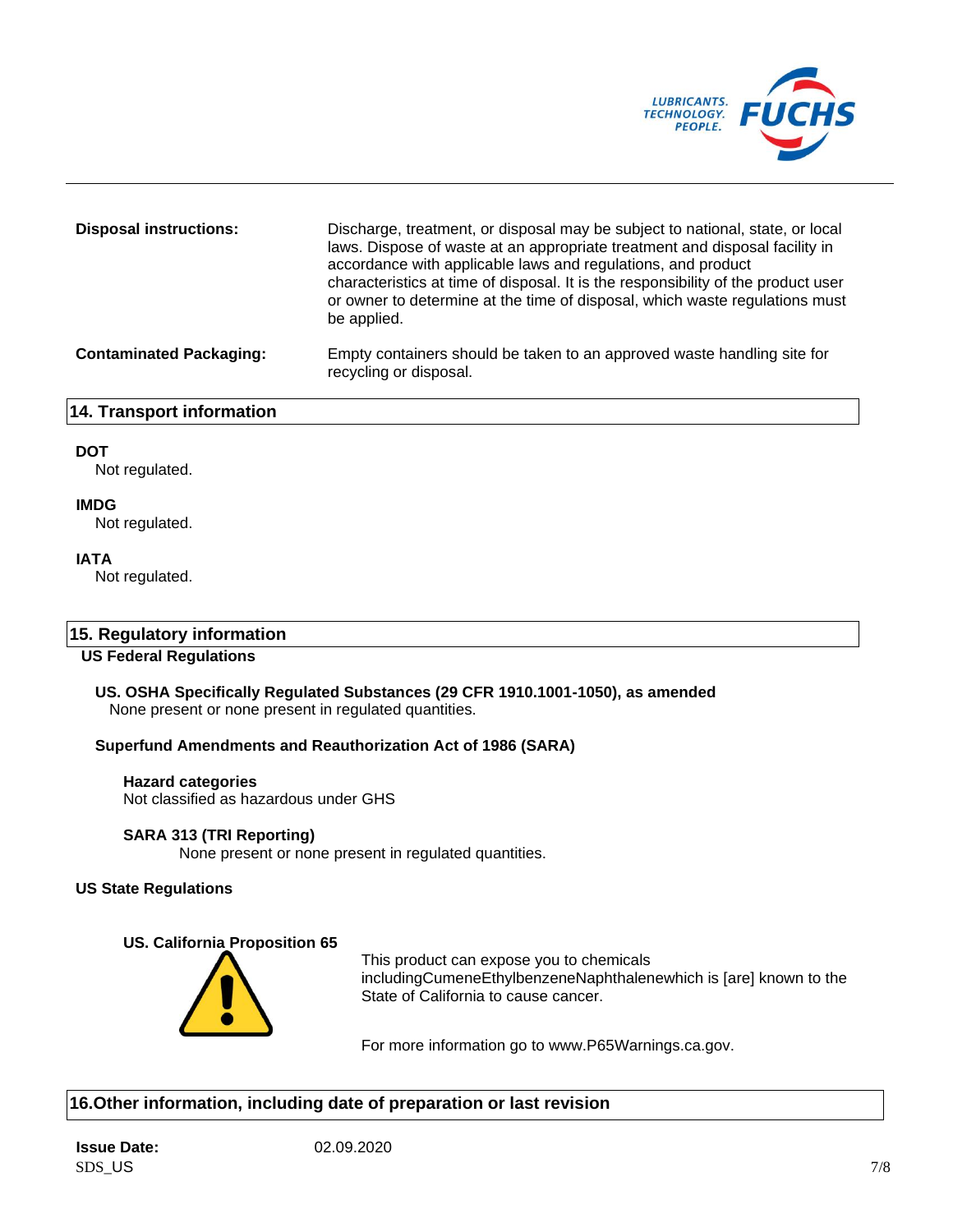**Disposal instructions:** Discharge, treatment, or disposal may be subject to national, state, or local laws. Dispose of waste at an appropriate treatment and disposal facility in accordance with applicable laws and regulations, and product characteristics at time of disposal. It is the responsibility of the product user or owner to determine at the time of disposal, which waste regulations must be applied.

**Contaminated Packaging:** Empty containers should be taken to an approved waste handling site for recycling or disposal.

## 14. Transport information

**DOT**
Not regulated.

**IMDG**
Not regulated.

**IATA**
Not regulated.

## 15. Regulatory information

### US Federal Regulations

**US. OSHA Specifically Regulated Substances (29 CFR 1910.1001-1050), as amended**
None present or none present in regulated quantities.

**Superfund Amendments and Reauthorization Act of 1986 (SARA)**

**Hazard categories**
Not classified as hazardous under GHS

**SARA 313 (TRI Reporting)**
None present or none present in regulated quantities.

### US State Regulations

**US. California Proposition 65**

This product can expose you to chemicals includingCumeneEthylbenzeneNaphthalenewhich is [are] known to the State of California to cause cancer.

For more information go to www.P65Warnings.ca.gov.

## 16.Other information, including date of preparation or last revision

**Issue Date:** 02.09.2020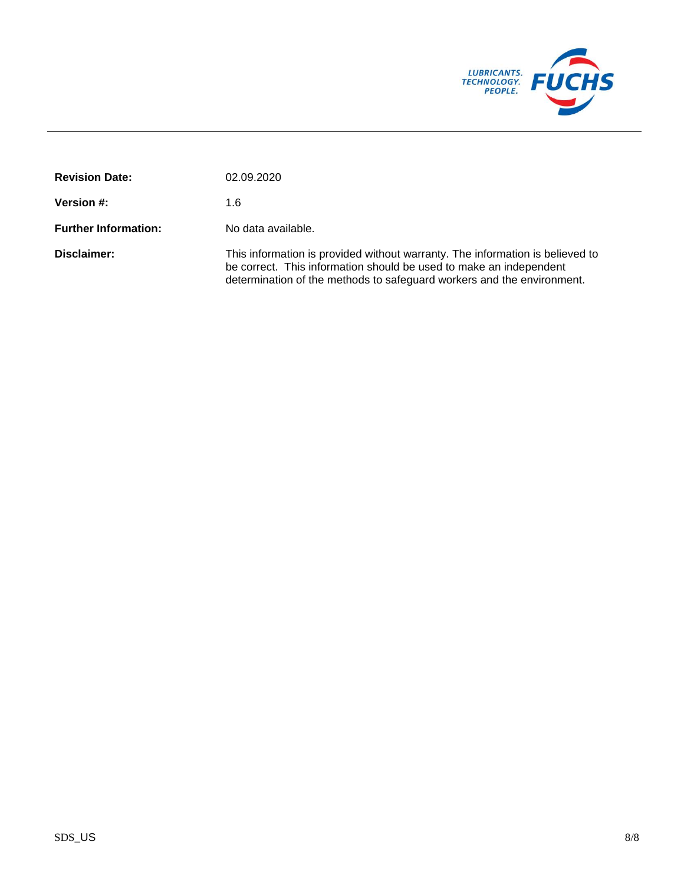**Revision Date:** 02.09.2020

**Version #:** 1.6

**Further Information:** No data available.

**Disclaimer:** This information is provided without warranty. The information is believed to be correct. This information should be used to make an independent determination of the methods to safeguard workers and the environment.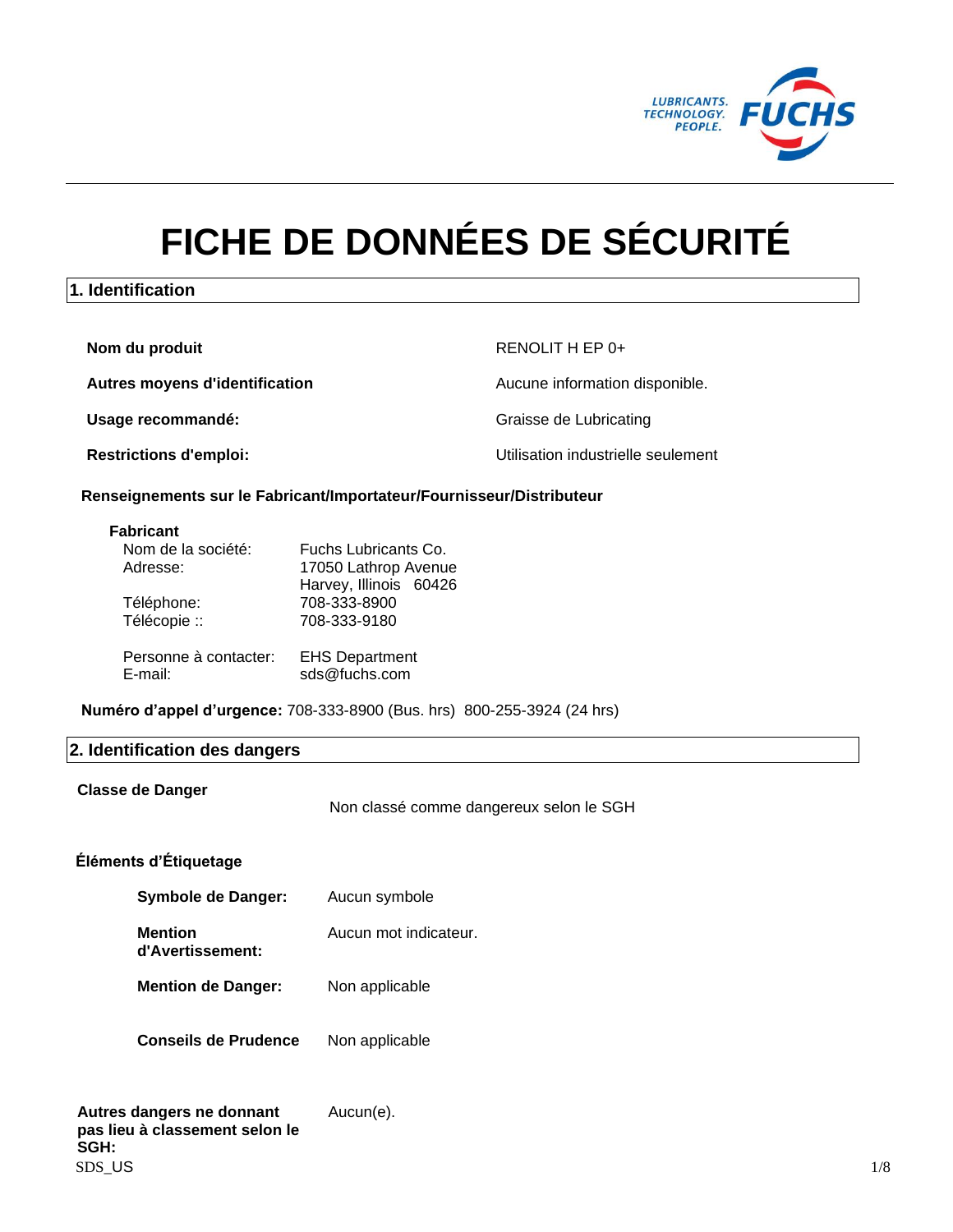# FICHE DE DONNÉES DE SÉCURITÉ

## 1. Identification

| | |
|---|---|
| **Nom du produit** | RENOLIT H EP 0+ |
| **Autres moyens d'identification** | Aucune information disponible. |
| **Usage recommandé:** | Graisse de Lubricating |
| **Restrictions d'emploi:** | Utilisation industrielle seulement |

**Renseignements sur le Fabricant/Importateur/Fournisseur/Distributeur**

**Fabricant**

| | |
|---|---|
| Nom de la société: | Fuchs Lubricants Co. |
| Adresse: | 17050 Lathrop Avenue<br>Harvey, Illinois 60426 |
| Téléphone: | 708-333-8900 |
| Télécopie :: | 708-333-9180 |
| Personne à contacter: | EHS Department |
| E-mail: | sds@fuchs.com |

**Numéro d'appel d'urgence:** 708-333-8900 (Bus. hrs) 800-255-3924 (24 hrs)

## 2. Identification des dangers

**Classe de Danger**

Non classé comme dangereux selon le SGH

**Éléments d'Étiquetage**

| | |
|---|---|
| **Symbole de Danger:** | Aucun symbole |
| **Mention d'Avertissement:** | Aucun mot indicateur. |
| **Mention de Danger:** | Non applicable |
| **Conseils de Prudence** | Non applicable |

**Autres dangers ne donnant pas lieu à classement selon le SGH:** Aucun(e).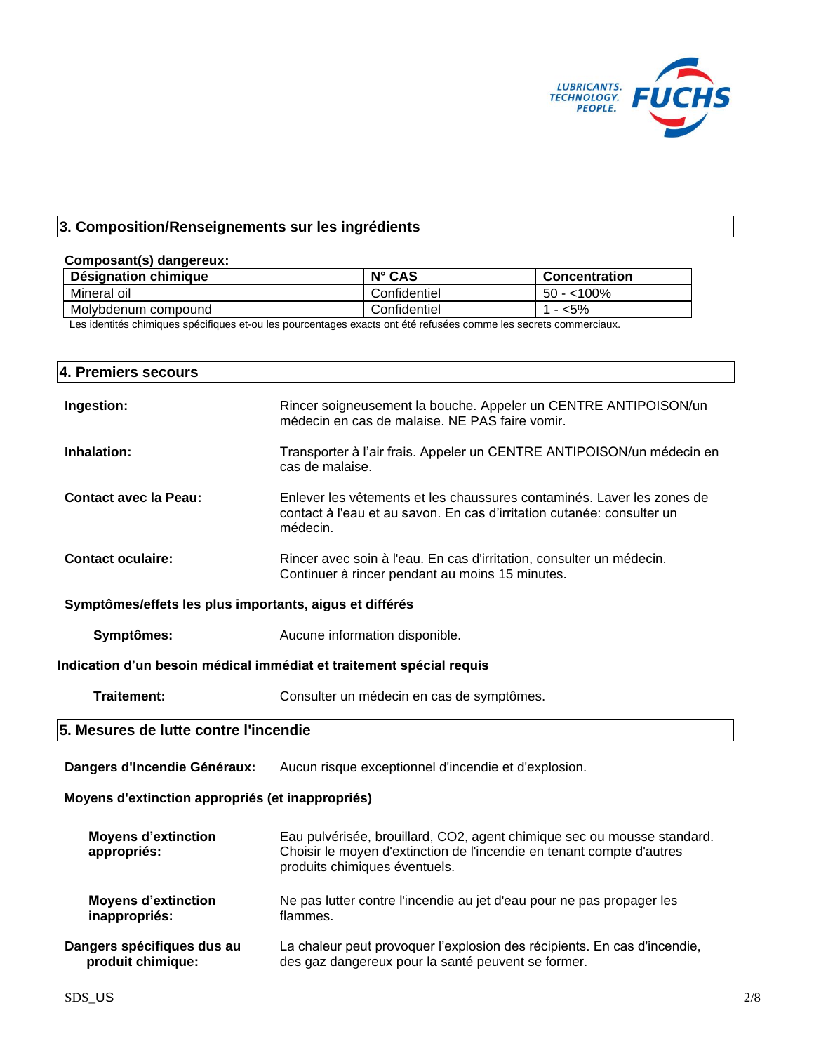## 3. Composition/Renseignements sur les ingrédients

**Composant(s) dangereux:**

| Désignation chimique | N° CAS | Concentration |
|---|---|---|
| Mineral oil | Confidentiel | 50 - <100% |
| Molybdenum compound | Confidentiel | 1 - <5% |

Les identités chimiques spécifiques et-ou les pourcentages exacts ont été refusées comme les secrets commerciaux.

## 4. Premiers secours

**Ingestion:** Rincer soigneusement la bouche. Appeler un CENTRE ANTIPOISON/un médecin en cas de malaise. NE PAS faire vomir.

**Inhalation:** Transporter à l'air frais. Appeler un CENTRE ANTIPOISON/un médecin en cas de malaise.

**Contact avec la Peau:** Enlever les vêtements et les chaussures contaminés. Laver les zones de contact à l'eau et au savon. En cas d'irritation cutanée: consulter un médecin.

**Contact oculaire:** Rincer avec soin à l'eau. En cas d'irritation, consulter un médecin. Continuer à rincer pendant au moins 15 minutes.

**Symptômes/effets les plus importants, aigus et différés**

**Symptômes:** Aucune information disponible.

**Indication d'un besoin médical immédiat et traitement spécial requis**

**Traitement:** Consulter un médecin en cas de symptômes.

## 5. Mesures de lutte contre l'incendie

**Dangers d'Incendie Généraux:** Aucun risque exceptionnel d'incendie et d'explosion.

**Moyens d'extinction appropriés (et inappropriés)**

**Moyens d'extinction appropriés:** Eau pulvérisée, brouillard, CO2, agent chimique sec ou mousse standard. Choisir le moyen d'extinction de l'incendie en tenant compte d'autres produits chimiques éventuels.

**Moyens d'extinction inappropriés:** Ne pas lutter contre l'incendie au jet d'eau pour ne pas propager les flammes.

**Dangers spécifiques dus au produit chimique:** La chaleur peut provoquer l'explosion des récipients. En cas d'incendie, des gaz dangereux pour la santé peuvent se former.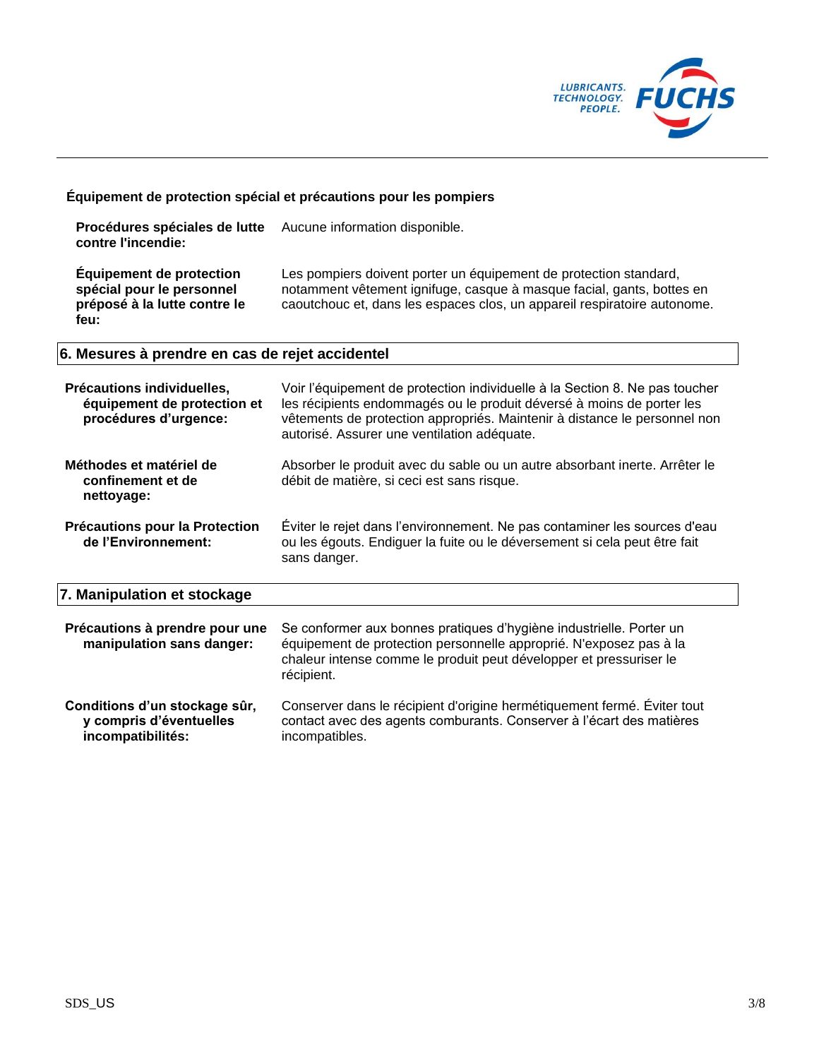**Équipement de protection spécial et précautions pour les pompiers**

**Procédures spéciales de lutte contre l'incendie:** Aucune information disponible.

**Équipement de protection spécial pour le personnel préposé à la lutte contre le feu:** Les pompiers doivent porter un équipement de protection standard, notamment vêtement ignifuge, casque à masque facial, gants, bottes en caoutchouc et, dans les espaces clos, un appareil respiratoire autonome.

## 6. Mesures à prendre en cas de rejet accidentel

**Précautions individuelles, équipement de protection et procédures d'urgence:** Voir l'équipement de protection individuelle à la Section 8. Ne pas toucher les récipients endommagés ou le produit déversé à moins de porter les vêtements de protection appropriés. Maintenir à distance le personnel non autorisé. Assurer une ventilation adéquate.

**Méthodes et matériel de confinement et de nettoyage:** Absorber le produit avec du sable ou un autre absorbant inerte. Arrêter le débit de matière, si ceci est sans risque.

**Précautions pour la Protection de l'Environnement:** Éviter le rejet dans l'environnement. Ne pas contaminer les sources d'eau ou les égouts. Endiguer la fuite ou le déversement si cela peut être fait sans danger.

## 7. Manipulation et stockage

**Précautions à prendre pour une manipulation sans danger:** Se conformer aux bonnes pratiques d'hygiène industrielle. Porter un équipement de protection personnelle approprié. N'exposez pas à la chaleur intense comme le produit peut développer et pressuriser le récipient.

**Conditions d'un stockage sûr, y compris d'éventuelles incompatibilités:** Conserver dans le récipient d'origine hermétiquement fermé. Éviter tout contact avec des agents comburants. Conserver à l'écart des matières incompatibles.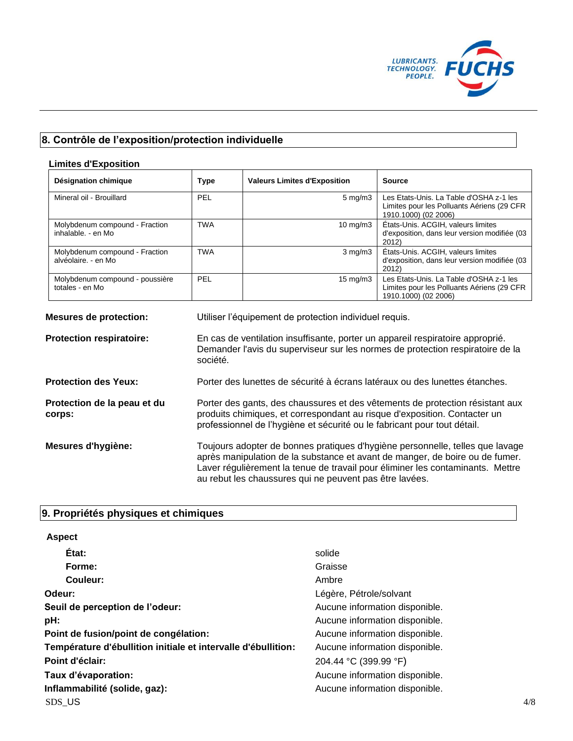## 8. Contrôle de l'exposition/protection individuelle

### Limites d'Exposition

| Désignation chimique | Type | Valeurs Limites d'Exposition | Source |
|---|---|---|---|
| Mineral oil - Brouillard | PEL | 5 mg/m3 | Les Etats-Unis. La Table d'OSHA z-1 les Limites pour les Polluants Aériens (29 CFR 1910.1000) (02 2006) |
| Molybdenum compound - Fraction inhalable. - en Mo | TWA | 10 mg/m3 | États-Unis. ACGIH, valeurs limites d'exposition, dans leur version modifiée (03 2012) |
| Molybdenum compound - Fraction alvéolaire. - en Mo | TWA | 3 mg/m3 | États-Unis. ACGIH, valeurs limites d'exposition, dans leur version modifiée (03 2012) |
| Molybdenum compound - poussière totales - en Mo | PEL | 15 mg/m3 | Les Etats-Unis. La Table d'OSHA z-1 les Limites pour les Polluants Aériens (29 CFR 1910.1000) (02 2006) |

**Mesures de protection:** Utiliser l'équipement de protection individuel requis.

**Protection respiratoire:** En cas de ventilation insuffisante, porter un appareil respiratoire approprié. Demander l'avis du superviseur sur les normes de protection respiratoire de la société.

**Protection des Yeux:** Porter des lunettes de sécurité à écrans latéraux ou des lunettes étanches.

**Protection de la peau et du corps:** Porter des gants, des chaussures et des vêtements de protection résistant aux produits chimiques, et correspondant au risque d'exposition. Contacter un professionnel de l'hygiène et sécurité ou le fabricant pour tout détail.

**Mesures d'hygiène:** Toujours adopter de bonnes pratiques d'hygiène personnelle, telles que lavage après manipulation de la substance et avant de manger, de boire ou de fumer. Laver régulièrement la tenue de travail pour éliminer les contaminants. Mettre au rebut les chaussures qui ne peuvent pas être lavées.

## 9. Propriétés physiques et chimiques

**Aspect**

**État:** solide

**Forme:** Graisse

**Couleur:** Ambre

**Odeur:** Légère, Pétrole/solvant

**Seuil de perception de l'odeur:** Aucune information disponible.

**pH:** Aucune information disponible.

**Point de fusion/point de congélation:** Aucune information disponible.

**Température d'ébullition initiale et intervalle d'ébullition:** Aucune information disponible.

**Point d'éclair:** 204.44 °C (399.99 °F)

**Taux d'évaporation:** Aucune information disponible.

**Inflammabilité (solide, gaz):** Aucune information disponible.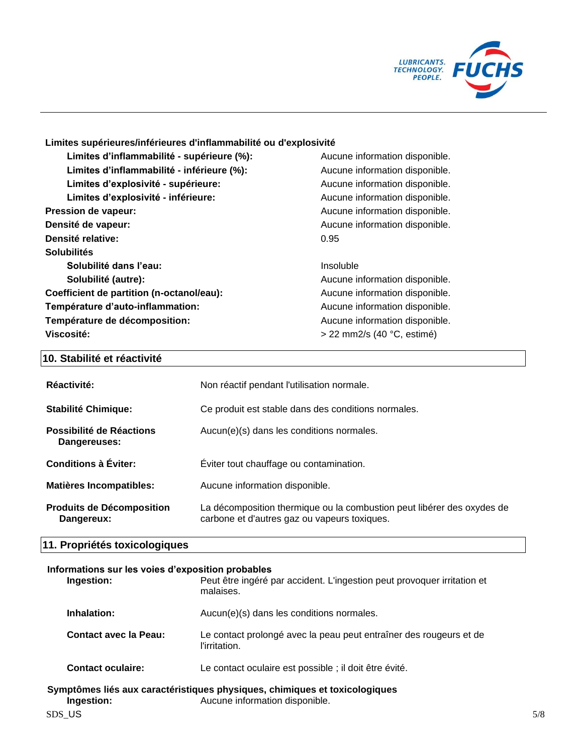**Limites supérieures/inférieures d'inflammabilité ou d'explosivité**

| | |
|---|---|
| **Limites d'inflammabilité - supérieure (%):** | Aucune information disponible. |
| **Limites d'inflammabilité - inférieure (%):** | Aucune information disponible. |
| **Limites d'explosivité - supérieure:** | Aucune information disponible. |
| **Limites d'explosivité - inférieure:** | Aucune information disponible. |
| **Pression de vapeur:** | Aucune information disponible. |
| **Densité de vapeur:** | Aucune information disponible. |
| **Densité relative:** | 0.95 |
| **Solubilités** | |
| **Solubilité dans l'eau:** | Insoluble |
| **Solubilité (autre):** | Aucune information disponible. |
| **Coefficient de partition (n-octanol/eau):** | Aucune information disponible. |
| **Température d'auto-inflammation:** | Aucune information disponible. |
| **Température de décomposition:** | Aucune information disponible. |
| **Viscosité:** | > 22 mm2/s (40 °C, estimé) |

## 10. Stabilité et réactivité

| | |
|---|---|
| **Réactivité:** | Non réactif pendant l'utilisation normale. |
| **Stabilité Chimique:** | Ce produit est stable dans des conditions normales. |
| **Possibilité de Réactions Dangereuses:** | Aucun(e)(s) dans les conditions normales. |
| **Conditions à Éviter:** | Éviter tout chauffage ou contamination. |
| **Matières Incompatibles:** | Aucune information disponible. |
| **Produits de Décomposition Dangereux:** | La décomposition thermique ou la combustion peut libérer des oxydes de carbone et d'autres gaz ou vapeurs toxiques. |

## 11. Propriétés toxicologiques

**Informations sur les voies d'exposition probables**

| | |
|---|---|
| **Ingestion:** | Peut être ingéré par accident. L'ingestion peut provoquer irritation et malaises. |
| **Inhalation:** | Aucun(e)(s) dans les conditions normales. |
| **Contact avec la Peau:** | Le contact prolongé avec la peau peut entraîner des rougeurs et de l'irritation. |
| **Contact oculaire:** | Le contact oculaire est possible ; il doit être évité. |

**Symptômes liés aux caractéristiques physiques, chimiques et toxicologiques**

| | |
|---|---|
| **Ingestion:** | Aucune information disponible. |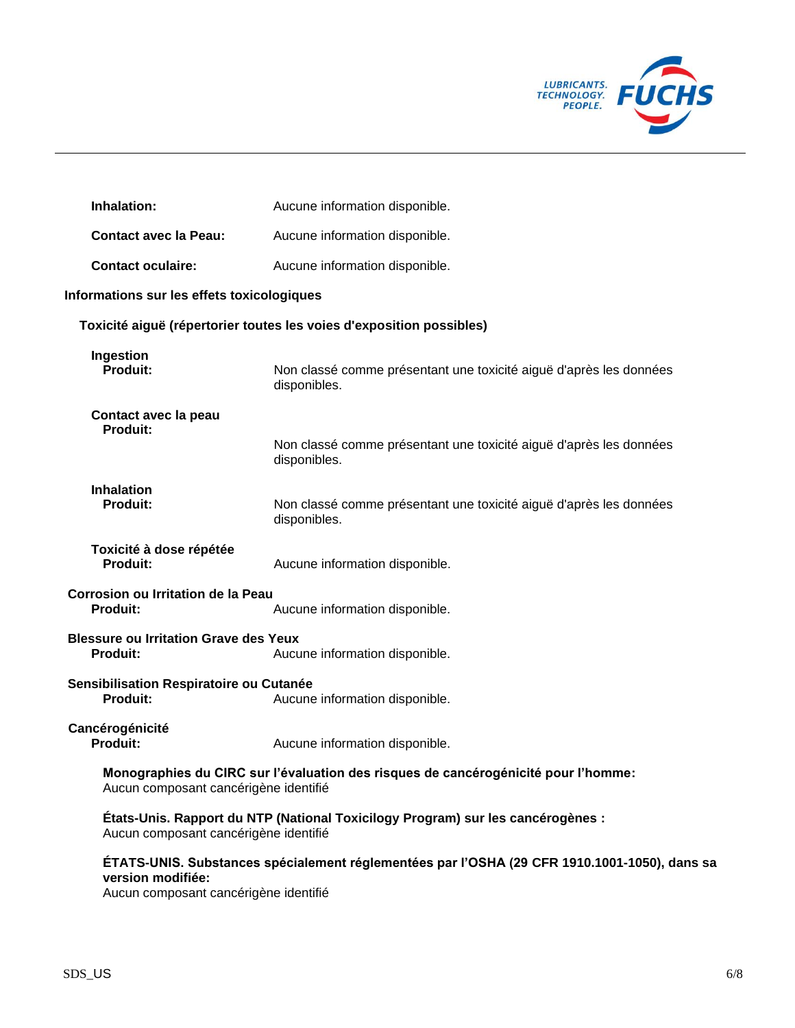**Inhalation:** Aucune information disponible.

**Contact avec la Peau:** Aucune information disponible.

**Contact oculaire:** Aucune information disponible.

**Informations sur les effets toxicologiques**

**Toxicité aiguë (répertorier toutes les voies d'exposition possibles)**

**Ingestion**
**Produit:** Non classé comme présentant une toxicité aiguë d'après les données disponibles.

**Contact avec la peau**
**Produit:** Non classé comme présentant une toxicité aiguë d'après les données disponibles.

**Inhalation**
**Produit:** Non classé comme présentant une toxicité aiguë d'après les données disponibles.

**Toxicité à dose répétée**
**Produit:** Aucune information disponible.

**Corrosion ou Irritation de la Peau**
**Produit:** Aucune information disponible.

**Blessure ou Irritation Grave des Yeux**
**Produit:** Aucune information disponible.

**Sensibilisation Respiratoire ou Cutanée**
**Produit:** Aucune information disponible.

**Cancérogénicité**
**Produit:** Aucune information disponible.

**Monographies du CIRC sur l'évaluation des risques de cancérogénicité pour l'homme:**
Aucun composant cancérigène identifié

**États-Unis. Rapport du NTP (National Toxicilogy Program) sur les cancérogènes :**
Aucun composant cancérigène identifié

**ÉTATS-UNIS. Substances spécialement réglementées par l'OSHA (29 CFR 1910.1001-1050), dans sa version modifiée:**
Aucun composant cancérigène identifié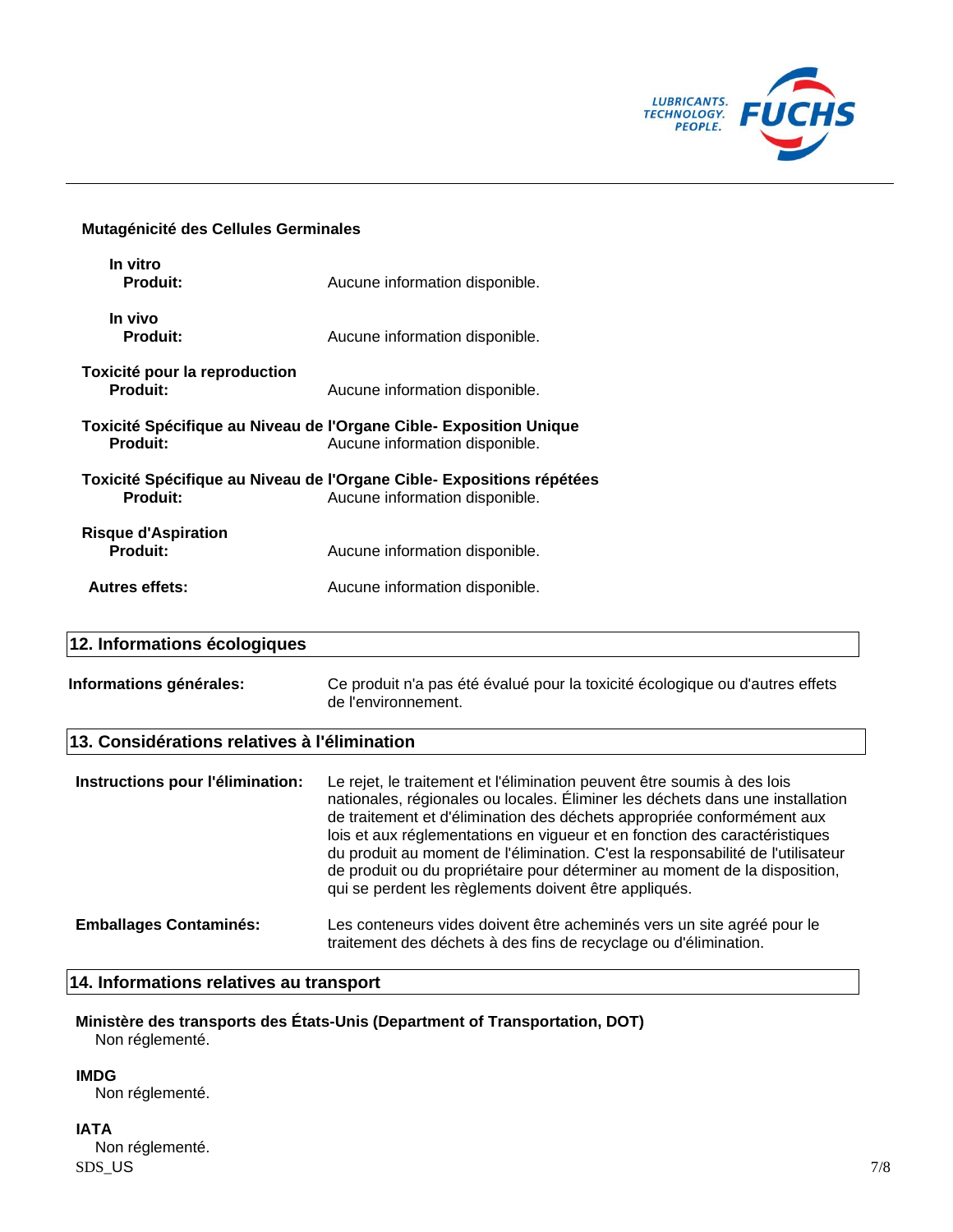**Mutagénicité des Cellules Germinales**

**In vitro**

**Produit:** Aucune information disponible.

**In vivo**

**Produit:** Aucune information disponible.

**Toxicité pour la reproduction**

**Produit:** Aucune information disponible.

**Toxicité Spécifique au Niveau de l'Organe Cible- Exposition Unique**

**Produit:** Aucune information disponible.

**Toxicité Spécifique au Niveau de l'Organe Cible- Expositions répétées**

**Produit:** Aucune information disponible.

**Risque d'Aspiration**

**Produit:** Aucune information disponible.

**Autres effets:** Aucune information disponible.

## 12. Informations écologiques

**Informations générales:** Ce produit n'a pas été évalué pour la toxicité écologique ou d'autres effets de l'environnement.

## 13. Considérations relatives à l'élimination

**Instructions pour l'élimination:** Le rejet, le traitement et l'élimination peuvent être soumis à des lois nationales, régionales ou locales. Éliminer les déchets dans une installation de traitement et d'élimination des déchets appropriée conformément aux lois et aux réglementations en vigueur et en fonction des caractéristiques du produit au moment de l'élimination. C'est la responsabilité de l'utilisateur de produit ou du propriétaire pour déterminer au moment de la disposition, qui se perdent les règlements doivent être appliqués.

**Emballages Contaminés:** Les conteneurs vides doivent être acheminés vers un site agréé pour le traitement des déchets à des fins de recyclage ou d'élimination.

## 14. Informations relatives au transport

**Ministère des transports des États-Unis (Department of Transportation, DOT)**

Non réglementé.

**IMDG**

Non réglementé.

**IATA**

Non réglementé.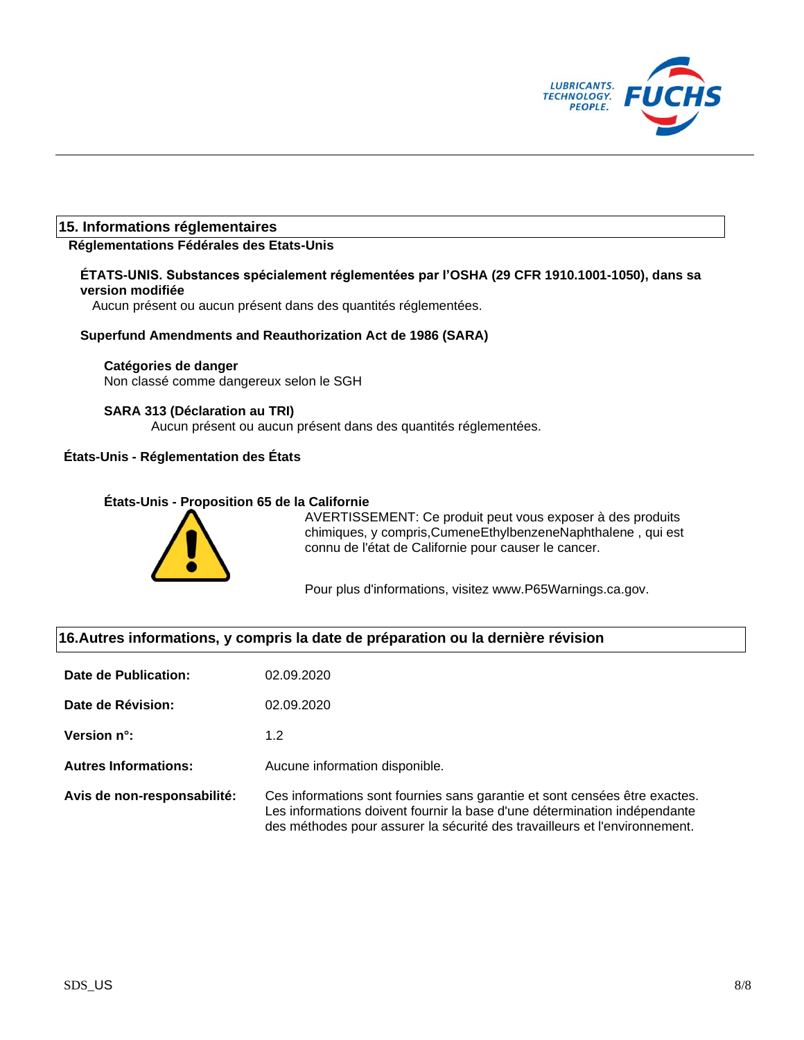## 15. Informations réglementaires

### Réglementations Fédérales des Etats-Unis

**ÉTATS-UNIS. Substances spécialement réglementées par l'OSHA (29 CFR 1910.1001-1050), dans sa version modifiée**

Aucun présent ou aucun présent dans des quantités réglementées.

**Superfund Amendments and Reauthorization Act de 1986 (SARA)**

**Catégories de danger**

Non classé comme dangereux selon le SGH

**SARA 313 (Déclaration au TRI)**

Aucun présent ou aucun présent dans des quantités réglementées.

### États-Unis - Réglementation des États

**États-Unis - Proposition 65 de la Californie**

AVERTISSEMENT: Ce produit peut vous exposer à des produits chimiques, y compris,CumeneEthylbenzeneNaphthalene , qui est connu de l'état de Californie pour causer le cancer.

Pour plus d'informations, visitez www.P65Warnings.ca.gov.

## 16.Autres informations, y compris la date de préparation ou la dernière révision

**Date de Publication:** 02.09.2020

**Date de Révision:** 02.09.2020

**Version n°:** 1.2

**Autres Informations:** Aucune information disponible.

**Avis de non-responsabilité:** Ces informations sont fournies sans garantie et sont censées être exactes. Les informations doivent fournir la base d'une détermination indépendante des méthodes pour assurer la sécurité des travailleurs et l'environnement.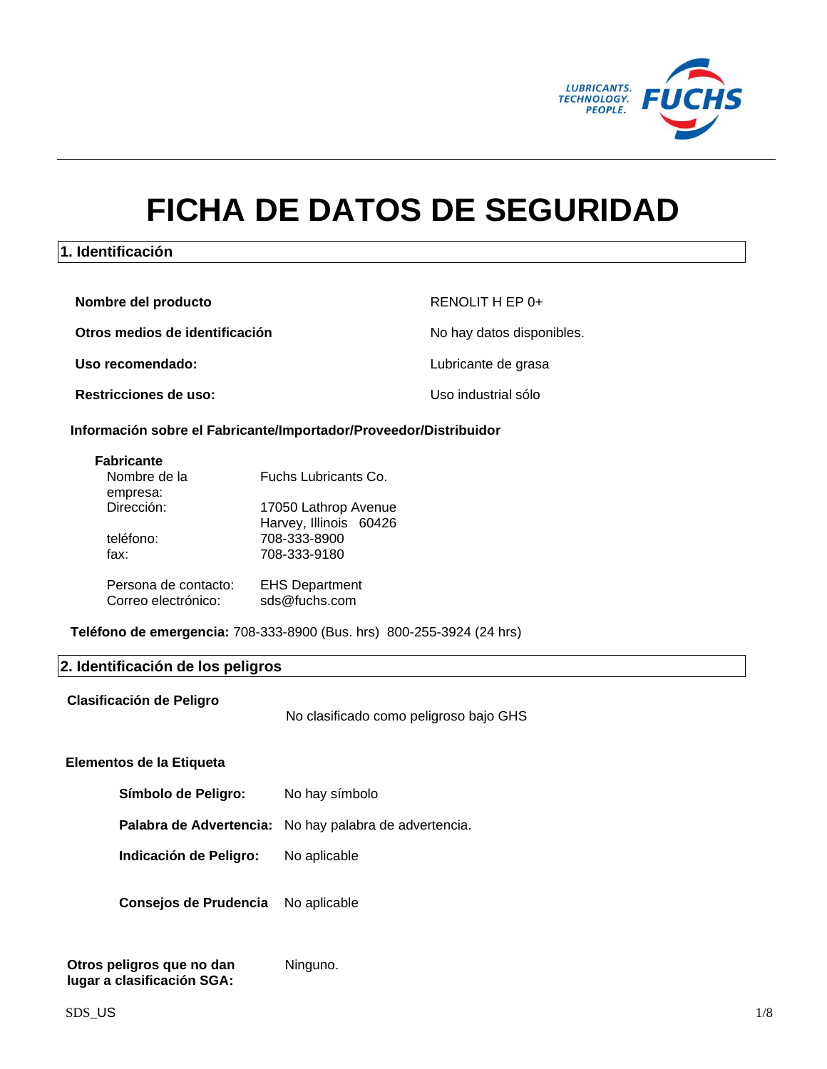# FICHA DE DATOS DE SEGURIDAD

## 1. Identificación

| | |
|---|---|
| **Nombre del producto** | RENOLIT H EP 0+ |
| **Otros medios de identificación** | No hay datos disponibles. |
| **Uso recomendado:** | Lubricante de grasa |
| **Restricciones de uso:** | Uso industrial sólo |

**Información sobre el Fabricante/Importador/Proveedor/Distribuidor**

**Fabricante**

| | |
|---|---|
| Nombre de la empresa: | Fuchs Lubricants Co. |
| Dirección: | 17050 Lathrop Avenue<br>Harvey, Illinois 60426 |
| teléfono: | 708-333-8900 |
| fax: | 708-333-9180 |
| Persona de contacto: | EHS Department |
| Correo electrónico: | sds@fuchs.com |

**Teléfono de emergencia:** 708-333-8900 (Bus. hrs) 800-255-3924 (24 hrs)

## 2. Identificación de los peligros

**Clasificación de Peligro**

No clasificado como peligroso bajo GHS

**Elementos de la Etiqueta**

| | |
|---|---|
| **Símbolo de Peligro:** | No hay símbolo |
| **Palabra de Advertencia:** | No hay palabra de advertencia. |
| **Indicación de Peligro:** | No aplicable |
| **Consejos de Prudencia** | No aplicable |

**Otros peligros que no dan lugar a clasificación SGA:** Ninguno.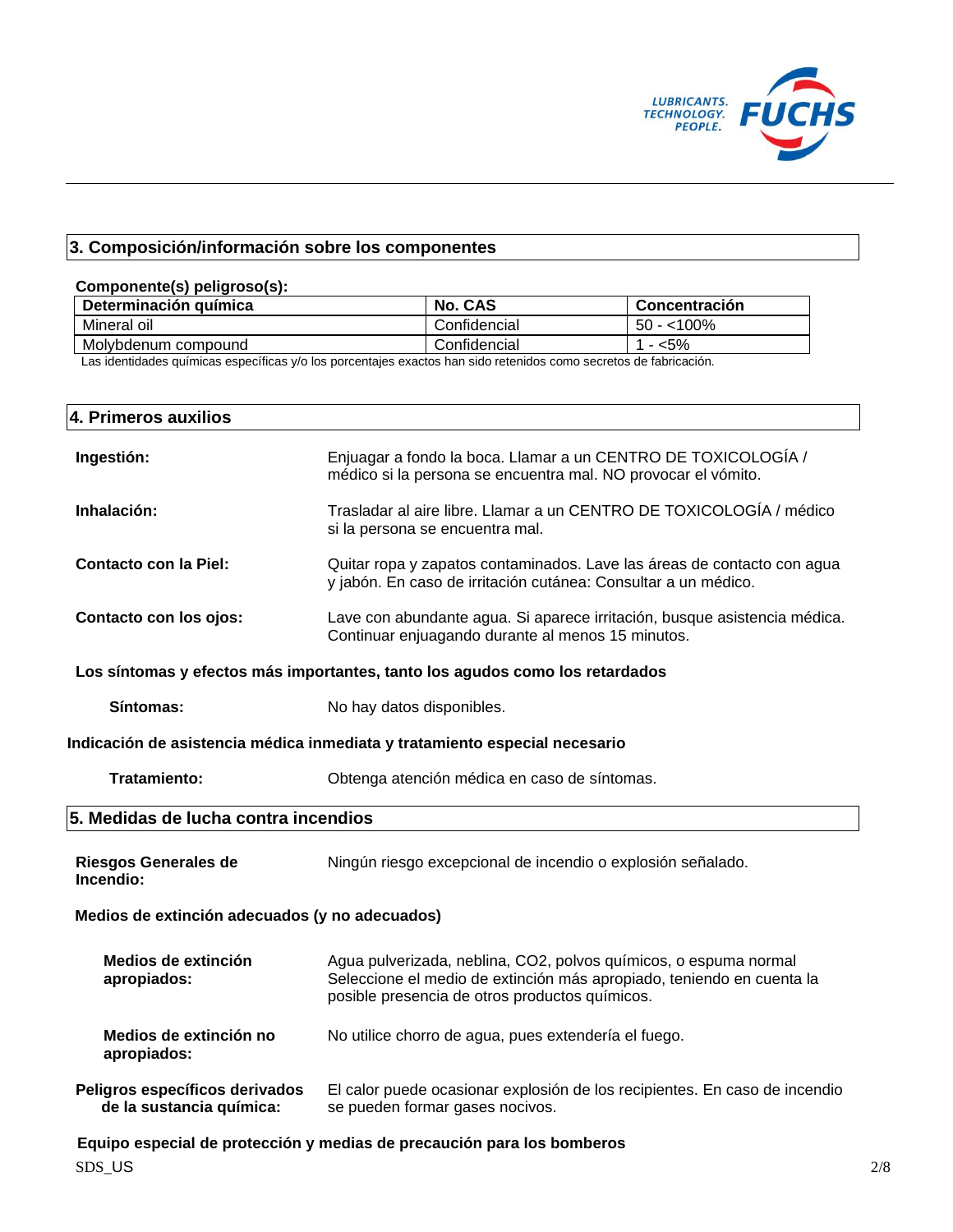## 3. Composición/información sobre los componentes

**Componente(s) peligroso(s):**

| Determinación química | No. CAS | Concentración |
|---|---|---|
| Mineral oil | Confidencial | 50 - <100% |
| Molybdenum compound | Confidencial | 1 - <5% |

Las identidades químicas específicas y/o los porcentajes exactos han sido retenidos como secretos de fabricación.

## 4. Primeros auxilios

**Ingestión:** Enjuagar a fondo la boca. Llamar a un CENTRO DE TOXICOLOGÍA / médico si la persona se encuentra mal. NO provocar el vómito.

**Inhalación:** Trasladar al aire libre. Llamar a un CENTRO DE TOXICOLOGÍA / médico si la persona se encuentra mal.

**Contacto con la Piel:** Quitar ropa y zapatos contaminados. Lave las áreas de contacto con agua y jabón. En caso de irritación cutánea: Consultar a un médico.

**Contacto con los ojos:** Lave con abundante agua. Si aparece irritación, busque asistencia médica. Continuar enjuagando durante al menos 15 minutos.

**Los síntomas y efectos más importantes, tanto los agudos como los retardados**

**Síntomas:** No hay datos disponibles.

**Indicación de asistencia médica inmediata y tratamiento especial necesario**

**Tratamiento:** Obtenga atención médica en caso de síntomas.

## 5. Medidas de lucha contra incendios

**Riesgos Generales de Incendio:** Ningún riesgo excepcional de incendio o explosión señalado.

**Medios de extinción adecuados (y no adecuados)**

**Medios de extinción apropiados:** Agua pulverizada, neblina, $CO_2$, polvos químicos, o espuma normal Seleccione el medio de extinción más apropiado, teniendo en cuenta la posible presencia de otros productos químicos.

**Medios de extinción no apropiados:** No utilice chorro de agua, pues extendería el fuego.

**Peligros específicos derivados de la sustancia química:** El calor puede ocasionar explosión de los recipientes. En caso de incendio se pueden formar gases nocivos.

**Equipo especial de protección y medias de precaución para los bomberos**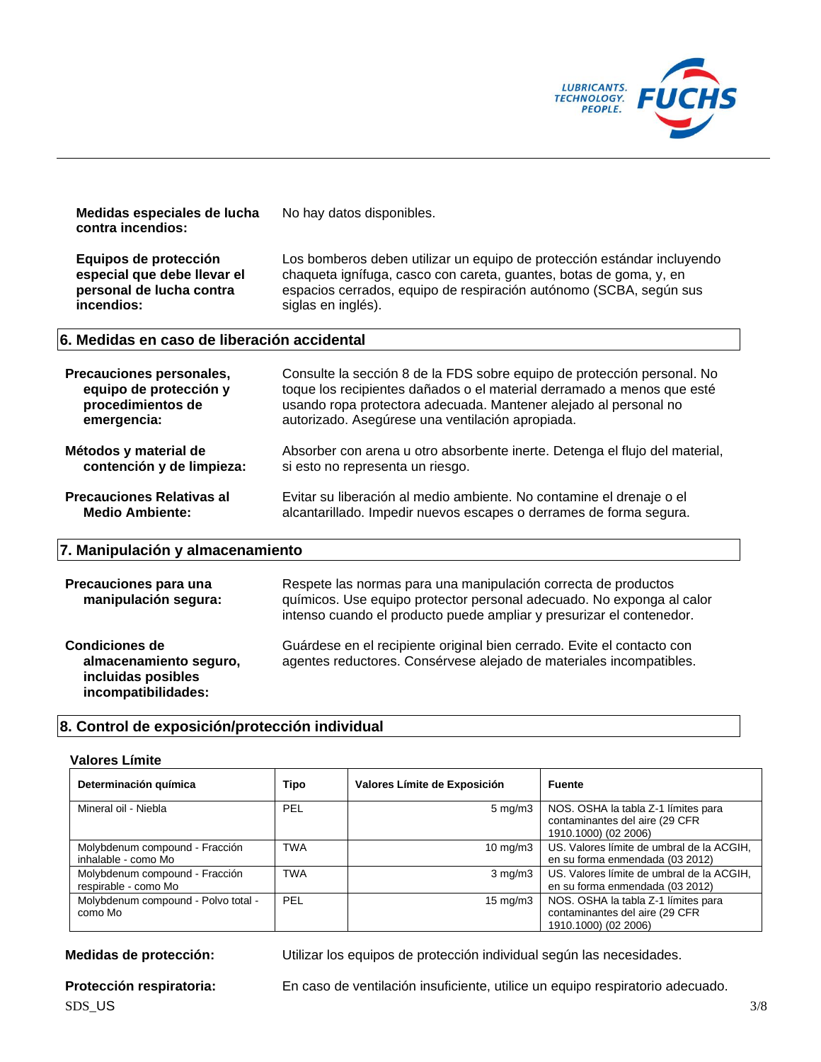**Medidas especiales de lucha contra incendios:** No hay datos disponibles.

**Equipos de protección especial que debe llevar el personal de lucha contra incendios:** Los bomberos deben utilizar un equipo de protección estándar incluyendo chaqueta ignífuga, casco con careta, guantes, botas de goma, y, en espacios cerrados, equipo de respiración autónomo (SCBA, según sus siglas en inglés).

## 6. Medidas en caso de liberación accidental

**Precauciones personales, equipo de protección y procedimientos de emergencia:** Consulte la sección 8 de la FDS sobre equipo de protección personal. No toque los recipientes dañados o el material derramado a menos que esté usando ropa protectora adecuada. Mantener alejado al personal no autorizado. Asegúrese una ventilación apropiada.

**Métodos y material de contención y de limpieza:** Absorber con arena u otro absorbente inerte. Detenga el flujo del material, si esto no representa un riesgo.

**Precauciones Relativas al Medio Ambiente:** Evitar su liberación al medio ambiente. No contamine el drenaje o el alcantarillado. Impedir nuevos escapes o derrames de forma segura.

## 7. Manipulación y almacenamiento

**Precauciones para una manipulación segura:** Respete las normas para una manipulación correcta de productos químicos. Use equipo protector personal adecuado. No exponga al calor intenso cuando el producto puede ampliar y presurizar el contenedor.

**Condiciones de almacenamiento seguro, incluidas posibles incompatibilidades:** Guárdese en el recipiente original bien cerrado. Evite el contacto con agentes reductores. Consérvese alejado de materiales incompatibles.

## 8. Control de exposición/protección individual

**Valores Límite**

| Determinación química | Tipo | Valores Límite de Exposición | Fuente |
|---|---|---|---|
| Mineral oil - Niebla | PEL | 5 mg/m3 | NOS. OSHA la tabla Z-1 límites para contaminantes del aire (29 CFR 1910.1000) (02 2006) |
| Molybdenum compound - Fracción inhalable - como Mo | TWA | 10 mg/m3 | US. Valores límite de umbral de la ACGIH, en su forma enmendada (03 2012) |
| Molybdenum compound - Fracción respirable - como Mo | TWA | 3 mg/m3 | US. Valores límite de umbral de la ACGIH, en su forma enmendada (03 2012) |
| Molybdenum compound - Polvo total - como Mo | PEL | 15 mg/m3 | NOS. OSHA la tabla Z-1 límites para contaminantes del aire (29 CFR 1910.1000) (02 2006) |

**Medidas de protección:** Utilizar los equipos de protección individual según las necesidades.

**Protección respiratoria:** En caso de ventilación insuficiente, utilice un equipo respiratorio adecuado.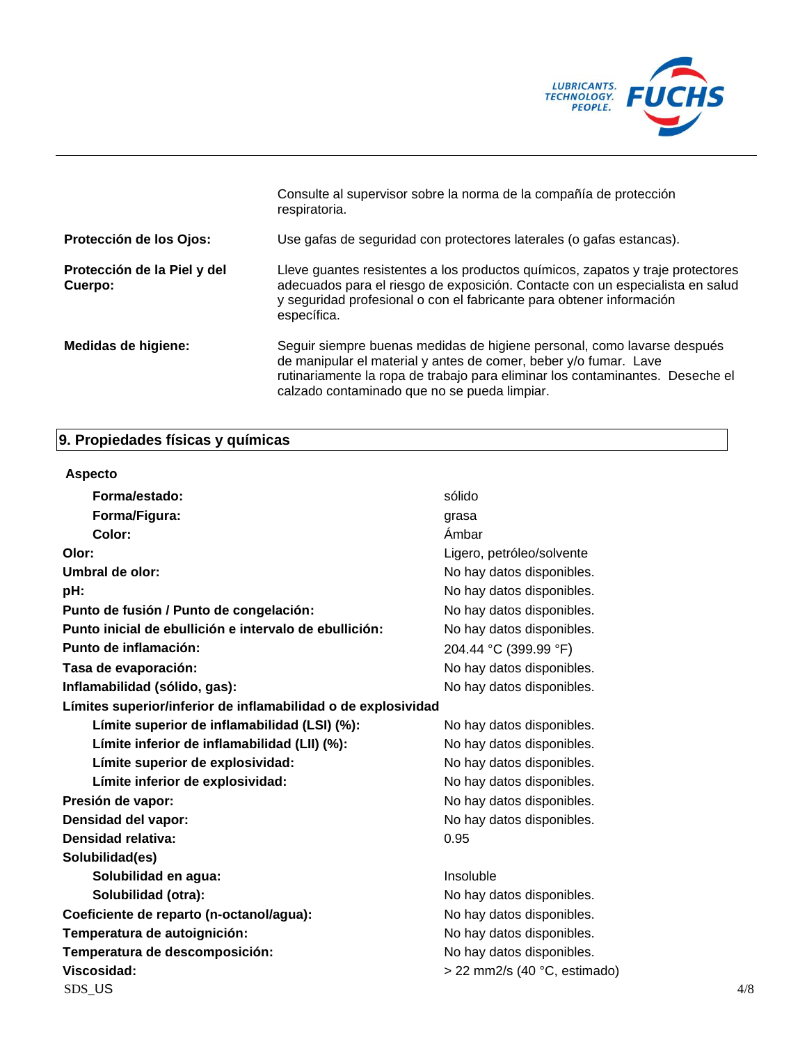| | |
|---|---|
| | Consulte al supervisor sobre la norma de la compañía de protección respiratoria. |
| **Protección de los Ojos:** | Use gafas de seguridad con protectores laterales (o gafas estancas). |
| **Protección de la Piel y del Cuerpo:** | Lleve guantes resistentes a los productos químicos, zapatos y traje protectores adecuados para el riesgo de exposición. Contacte con un especialista en salud y seguridad profesional o con el fabricante para obtener información específica. |
| **Medidas de higiene:** | Seguir siempre buenas medidas de higiene personal, como lavarse después de manipular el material y antes de comer, beber y/o fumar. Lave rutinariamente la ropa de trabajo para eliminar los contaminantes. Deseche el calzado contaminado que no se pueda limpiar. |

## 9. Propiedades físicas y químicas

| | |
|---|---|
| **Aspecto** | |
| **Forma/estado:** | sólido |
| **Forma/Figura:** | grasa |
| **Color:** | Ámbar |
| **Olor:** | Ligero, petróleo/solvente |
| **Umbral de olor:** | No hay datos disponibles. |
| **pH:** | No hay datos disponibles. |
| **Punto de fusión / Punto de congelación:** | No hay datos disponibles. |
| **Punto inicial de ebullición e intervalo de ebullición:** | No hay datos disponibles. |
| **Punto de inflamación:** | 204.44 °C (399.99 °F) |
| **Tasa de evaporación:** | No hay datos disponibles. |
| **Inflamabilidad (sólido, gas):** | No hay datos disponibles. |
| **Límites superior/inferior de inflamabilidad o de explosividad** | |
| **Límite superior de inflamabilidad (LSI) (%):** | No hay datos disponibles. |
| **Límite inferior de inflamabilidad (LII) (%):** | No hay datos disponibles. |
| **Límite superior de explosividad:** | No hay datos disponibles. |
| **Límite inferior de explosividad:** | No hay datos disponibles. |
| **Presión de vapor:** | No hay datos disponibles. |
| **Densidad del vapor:** | No hay datos disponibles. |
| **Densidad relativa:** | 0.95 |
| **Solubilidad(es)** | |
| **Solubilidad en agua:** | Insoluble |
| **Solubilidad (otra):** | No hay datos disponibles. |
| **Coeficiente de reparto (n-octanol/agua):** | No hay datos disponibles. |
| **Temperatura de autoignición:** | No hay datos disponibles. |
| **Temperatura de descomposición:** | No hay datos disponibles. |
| **Viscosidad:** | > 22 mm2/s (40 °C, estimado) |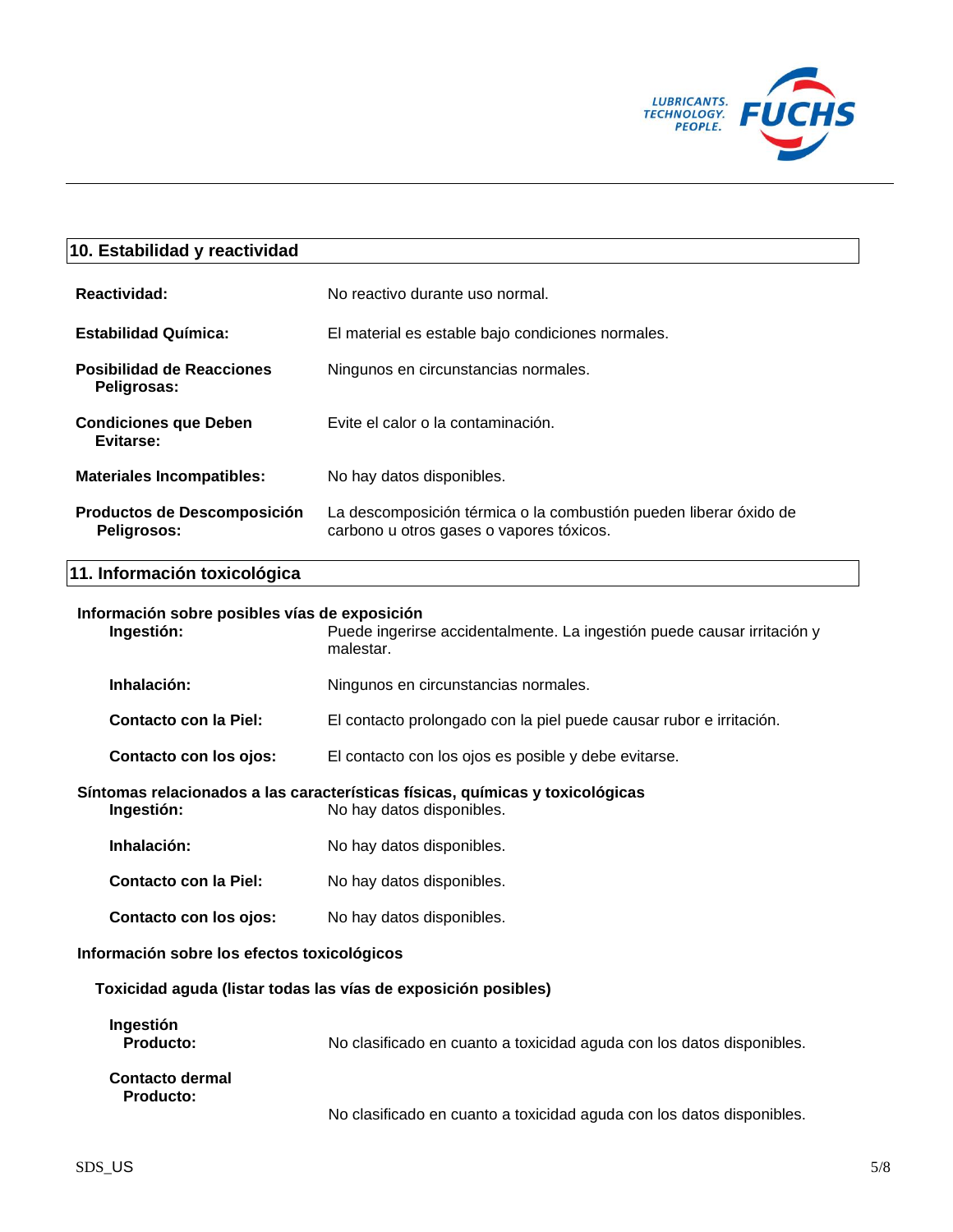## 10. Estabilidad y reactividad

**Reactividad:** No reactivo durante uso normal.

**Estabilidad Química:** El material es estable bajo condiciones normales.

**Posibilidad de Reacciones Peligrosas:** Ningunos en circunstancias normales.

**Condiciones que Deben Evitarse:** Evite el calor o la contaminación.

**Materiales Incompatibles:** No hay datos disponibles.

**Productos de Descomposición Peligrosos:** La descomposición térmica o la combustión pueden liberar óxido de carbono u otros gases o vapores tóxicos.

## 11. Información toxicológica

**Información sobre posibles vías de exposición**

**Ingestión:** Puede ingerirse accidentalmente. La ingestión puede causar irritación y malestar.

**Inhalación:** Ningunos en circunstancias normales.

**Contacto con la Piel:** El contacto prolongado con la piel puede causar rubor e irritación.

**Contacto con los ojos:** El contacto con los ojos es posible y debe evitarse.

**Síntomas relacionados a las características físicas, químicas y toxicológicas**

**Ingestión:** No hay datos disponibles.

**Inhalación:** No hay datos disponibles.

**Contacto con la Piel:** No hay datos disponibles.

**Contacto con los ojos:** No hay datos disponibles.

**Información sobre los efectos toxicológicos**

**Toxicidad aguda (listar todas las vías de exposición posibles)**

**Ingestión**
**Producto:** No clasificado en cuanto a toxicidad aguda con los datos disponibles.

**Contacto dermal**
**Producto:** No clasificado en cuanto a toxicidad aguda con los datos disponibles.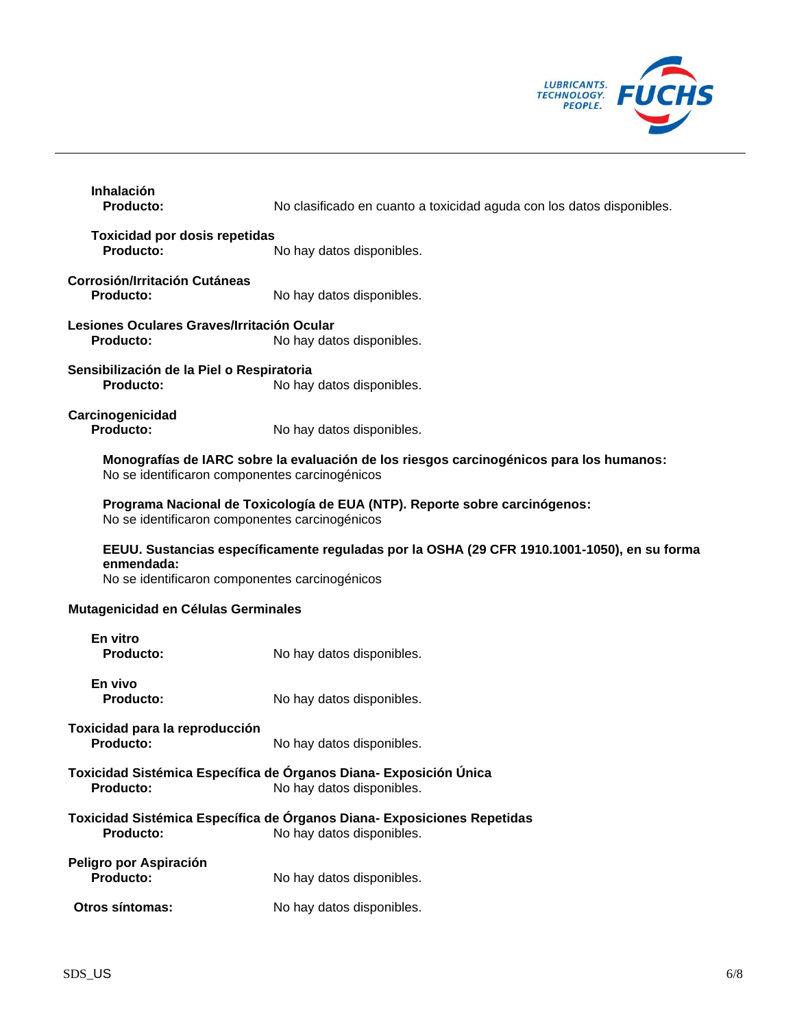**Inhalación**

**Producto:** No clasificado en cuanto a toxicidad aguda con los datos disponibles.

**Toxicidad por dosis repetidas**

**Producto:** No hay datos disponibles.

**Corrosión/Irritación Cutáneas**

**Producto:** No hay datos disponibles.

**Lesiones Oculares Graves/Irritación Ocular**

**Producto:** No hay datos disponibles.

**Sensibilización de la Piel o Respiratoria**

**Producto:** No hay datos disponibles.

**Carcinogenicidad**

**Producto:** No hay datos disponibles.

**Monografías de IARC sobre la evaluación de los riesgos carcinogénicos para los humanos:**
No se identificaron componentes carcinogénicos

**Programa Nacional de Toxicología de EUA (NTP). Reporte sobre carcinógenos:**
No se identificaron componentes carcinogénicos

**EEUU. Sustancias específicamente reguladas por la OSHA (29 CFR 1910.1001-1050), en su forma enmendada:**
No se identificaron componentes carcinogénicos

**Mutagenicidad en Células Germinales**

**En vitro**

**Producto:** No hay datos disponibles.

**En vivo**

**Producto:** No hay datos disponibles.

**Toxicidad para la reproducción**

**Producto:** No hay datos disponibles.

**Toxicidad Sistémica Específica de Órganos Diana- Exposición Única**

**Producto:** No hay datos disponibles.

**Toxicidad Sistémica Específica de Órganos Diana- Exposiciones Repetidas**

**Producto:** No hay datos disponibles.

**Peligro por Aspiración**

**Producto:** No hay datos disponibles.

**Otros síntomas:** No hay datos disponibles.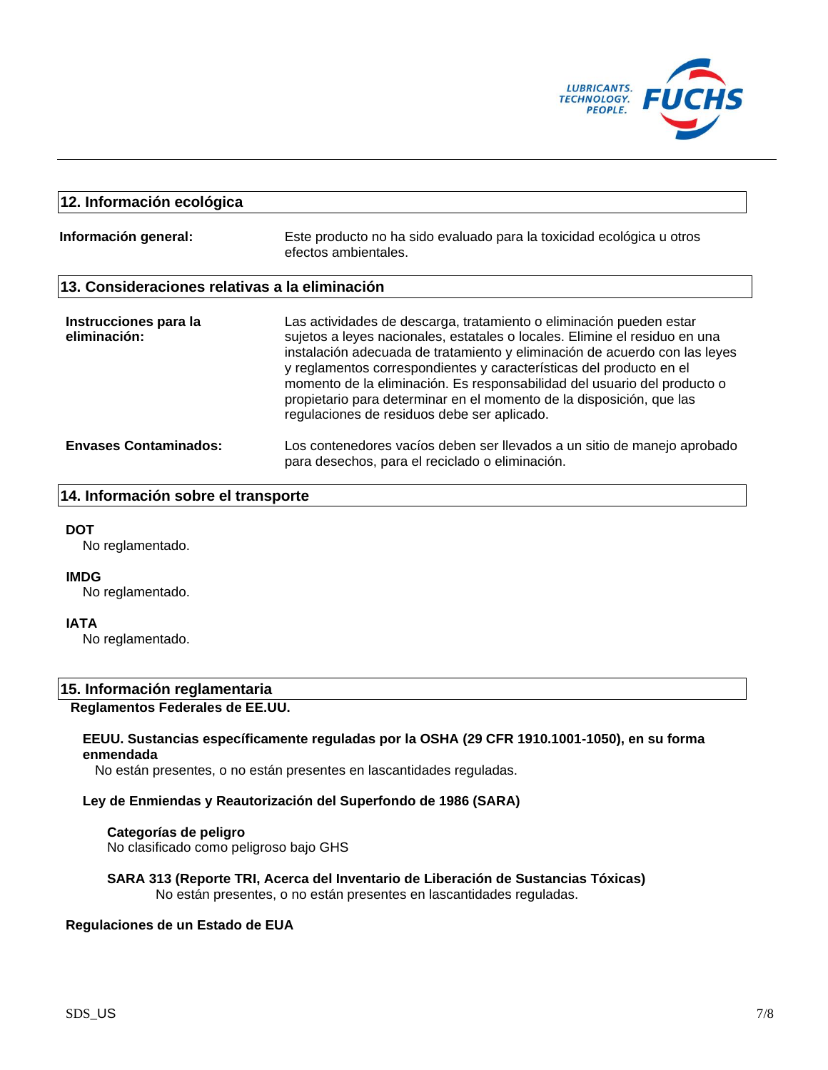## 12. Información ecológica

**Información general:** Este producto no ha sido evaluado para la toxicidad ecológica u otros efectos ambientales.

## 13. Consideraciones relativas a la eliminación

**Instrucciones para la eliminación:** Las actividades de descarga, tratamiento o eliminación pueden estar sujetos a leyes nacionales, estatales o locales. Elimine el residuo en una instalación adecuada de tratamiento y eliminación de acuerdo con las leyes y reglamentos correspondientes y características del producto en el momento de la eliminación. Es responsabilidad del usuario del producto o propietario para determinar en el momento de la disposición, que las regulaciones de residuos debe ser aplicado.

**Envases Contaminados:** Los contenedores vacíos deben ser llevados a un sitio de manejo aprobado para desechos, para el reciclado o eliminación.

## 14. Información sobre el transporte

**DOT**
No reglamentado.

**IMDG**
No reglamentado.

**IATA**
No reglamentado.

## 15. Información reglamentaria

**Reglamentos Federales de EE.UU.**

**EEUU. Sustancias específicamente reguladas por la OSHA (29 CFR 1910.1001-1050), en su forma enmendada**
No están presentes, o no están presentes en lascantidades reguladas.

**Ley de Enmiendas y Reautorización del Superfondo de 1986 (SARA)**

**Categorías de peligro**
No clasificado como peligroso bajo GHS

**SARA 313 (Reporte TRI, Acerca del Inventario de Liberación de Sustancias Tóxicas)**
No están presentes, o no están presentes en lascantidades reguladas.

**Regulaciones de un Estado de EUA**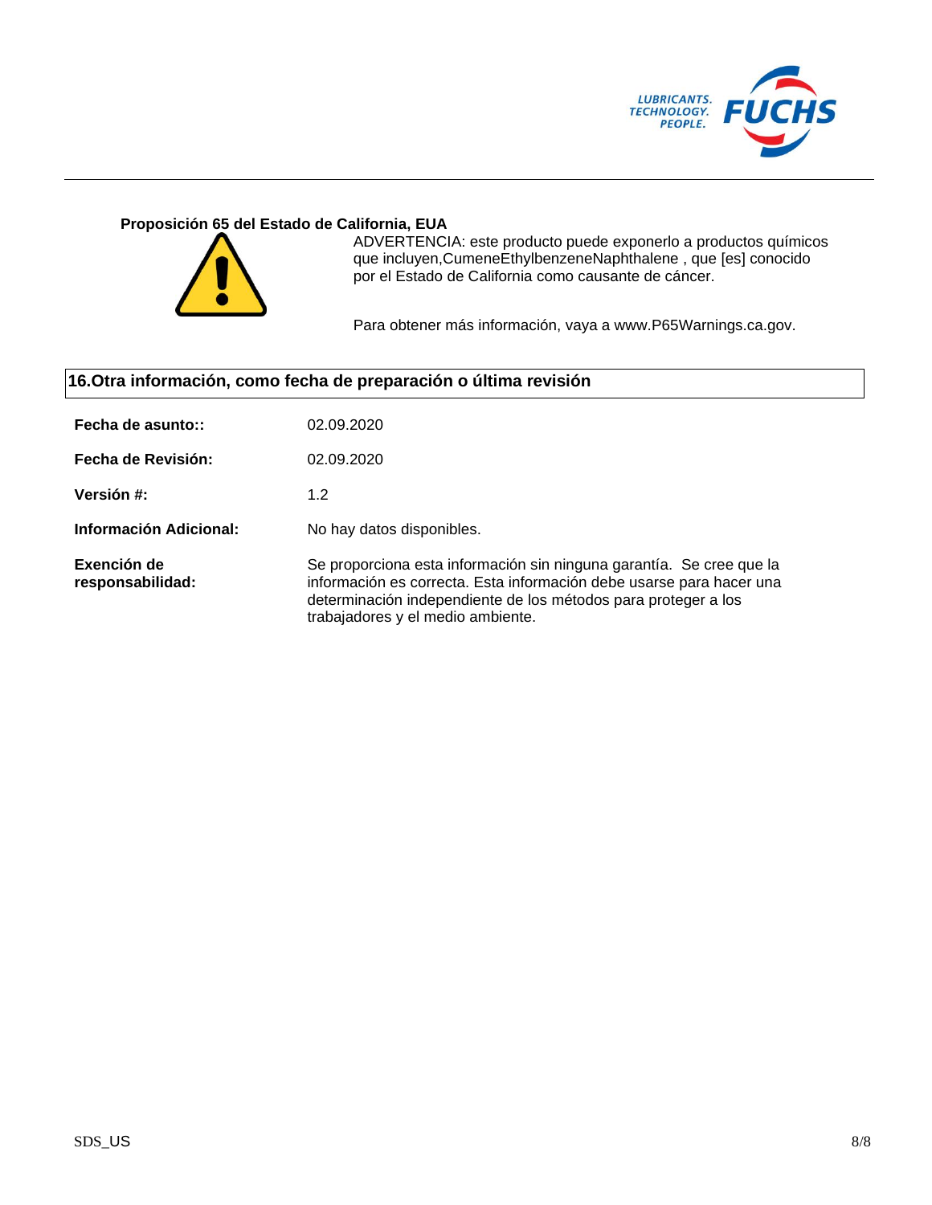**Proposición 65 del Estado de California, EUA**

ADVERTENCIA: este producto puede exponerlo a productos químicos que incluyen,CumeneEthylbenzeneNaphthalene , que [es] conocido por el Estado de California como causante de cáncer.

Para obtener más información, vaya a www.P65Warnings.ca.gov.

## 16.Otra información, como fecha de preparación o última revisión

| | |
|---|---|
| **Fecha de asunto::** | 02.09.2020 |
| **Fecha de Revisión:** | 02.09.2020 |
| **Versión #:** | 1.2 |
| **Información Adicional:** | No hay datos disponibles. |
| **Exención de responsabilidad:** | Se proporciona esta información sin ninguna garantía. Se cree que la información es correcta. Esta información debe usarse para hacer una determinación independiente de los métodos para proteger a los trabajadores y el medio ambiente. |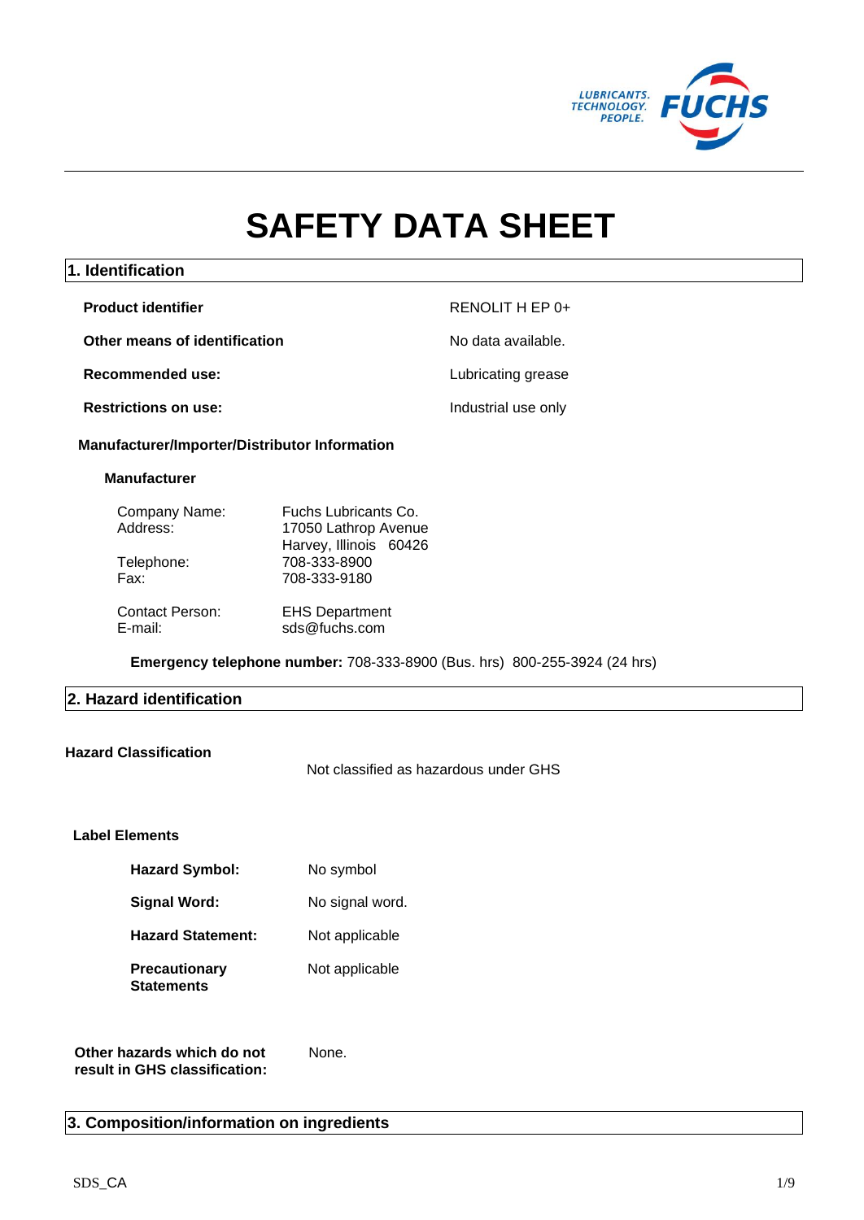# SAFETY DATA SHEET

## 1. Identification

| | |
|---|---|
| **Product identifier** | RENOLIT H EP 0+ |
| **Other means of identification** | No data available. |
| **Recommended use:** | Lubricating grease |
| **Restrictions on use:** | Industrial use only |

**Manufacturer/Importer/Distributor Information**

**Manufacturer**

| | |
|---|---|
| Company Name: | Fuchs Lubricants Co. |
| Address: | 17050 Lathrop Avenue<br>Harvey, Illinois 60426 |
| Telephone: | 708-333-8900 |
| Fax: | 708-333-9180 |
| Contact Person: | EHS Department |
| E-mail: | sds@fuchs.com |

**Emergency telephone number:** 708-333-8900 (Bus. hrs) 800-255-3924 (24 hrs)

## 2. Hazard identification

**Hazard Classification**

Not classified as hazardous under GHS

**Label Elements**

| | |
|---|---|
| **Hazard Symbol:** | No symbol |
| **Signal Word:** | No signal word. |
| **Hazard Statement:** | Not applicable |
| **Precautionary Statements** | Not applicable |

**Other hazards which do not result in GHS classification:** None.

## 3. Composition/information on ingredients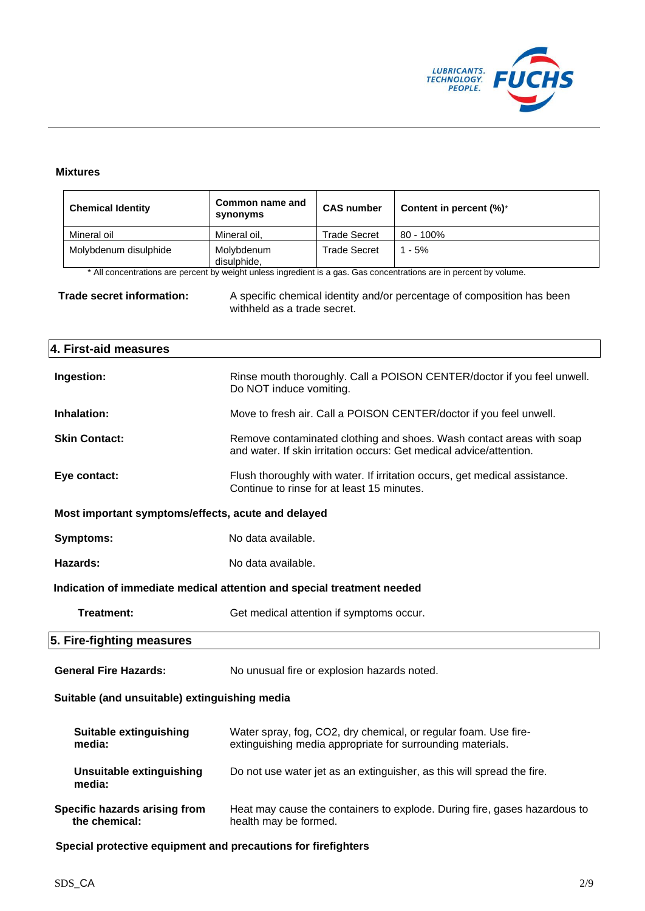**Mixtures**

| Chemical Identity | Common name and synonyms | CAS number | Content in percent (%)* |
|---|---|---|---|
| Mineral oil | Mineral oil, | Trade Secret | 80 - 100% |
| Molybdenum disulphide | Molybdenum disulphide, | Trade Secret | 1 - 5% |

* All concentrations are percent by weight unless ingredient is a gas. Gas concentrations are in percent by volume.

**Trade secret information:** A specific chemical identity and/or percentage of composition has been withheld as a trade secret.

## 4. First-aid measures

**Ingestion:** Rinse mouth thoroughly. Call a POISON CENTER/doctor if you feel unwell. Do NOT induce vomiting.

**Inhalation:** Move to fresh air. Call a POISON CENTER/doctor if you feel unwell.

**Skin Contact:** Remove contaminated clothing and shoes. Wash contact areas with soap and water. If skin irritation occurs: Get medical advice/attention.

**Eye contact:** Flush thoroughly with water. If irritation occurs, get medical assistance. Continue to rinse for at least 15 minutes.

**Most important symptoms/effects, acute and delayed**

**Symptoms:** No data available.

**Hazards:** No data available.

**Indication of immediate medical attention and special treatment needed**

**Treatment:** Get medical attention if symptoms occur.

## 5. Fire-fighting measures

**General Fire Hazards:** No unusual fire or explosion hazards noted.

**Suitable (and unsuitable) extinguishing media**

**Suitable extinguishing media:** Water spray, fog, $CO_2$, dry chemical, or regular foam. Use fire-extinguishing media appropriate for surrounding materials.

**Unsuitable extinguishing media:** Do not use water jet as an extinguisher, as this will spread the fire.

**Specific hazards arising from the chemical:** Heat may cause the containers to explode. During fire, gases hazardous to health may be formed.

**Special protective equipment and precautions for firefighters**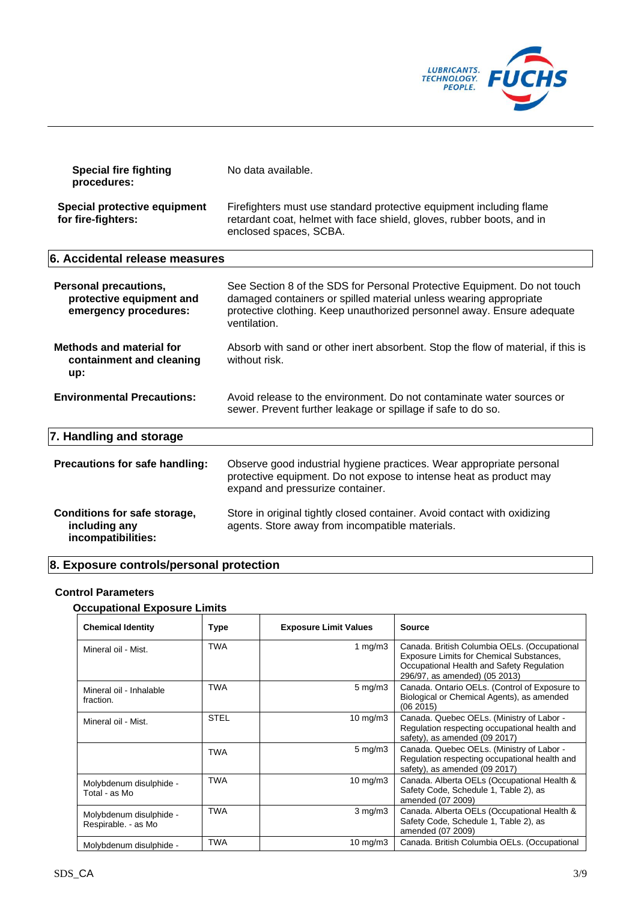**Special fire fighting procedures:** No data available.

**Special protective equipment for fire-fighters:** Firefighters must use standard protective equipment including flame retardant coat, helmet with face shield, gloves, rubber boots, and in enclosed spaces, SCBA.

## 6. Accidental release measures

**Personal precautions, protective equipment and emergency procedures:** See Section 8 of the SDS for Personal Protective Equipment. Do not touch damaged containers or spilled material unless wearing appropriate protective clothing. Keep unauthorized personnel away. Ensure adequate ventilation.

**Methods and material for containment and cleaning up:** Absorb with sand or other inert absorbent. Stop the flow of material, if this is without risk.

**Environmental Precautions:** Avoid release to the environment. Do not contaminate water sources or sewer. Prevent further leakage or spillage if safe to do so.

## 7. Handling and storage

**Precautions for safe handling:** Observe good industrial hygiene practices. Wear appropriate personal protective equipment. Do not expose to intense heat as product may expand and pressurize container.

**Conditions for safe storage, including any incompatibilities:** Store in original tightly closed container. Avoid contact with oxidizing agents. Store away from incompatible materials.

## 8. Exposure controls/personal protection

### Control Parameters

#### Occupational Exposure Limits

| Chemical Identity | Type | Exposure Limit Values | Source |
|---|---|---|---|
| Mineral oil - Mist. | TWA | 1 mg/m3 | Canada. British Columbia OELs. (Occupational Exposure Limits for Chemical Substances, Occupational Health and Safety Regulation 296/97, as amended) (05 2013) |
| Mineral oil - Inhalable fraction. | TWA | 5 mg/m3 | Canada. Ontario OELs. (Control of Exposure to Biological or Chemical Agents), as amended (06 2015) |
| Mineral oil - Mist. | STEL | 10 mg/m3 | Canada. Quebec OELs. (Ministry of Labor - Regulation respecting occupational health and safety), as amended (09 2017) |
| | TWA | 5 mg/m3 | Canada. Quebec OELs. (Ministry of Labor - Regulation respecting occupational health and safety), as amended (09 2017) |
| Molybdenum disulphide - Total - as Mo | TWA | 10 mg/m3 | Canada. Alberta OELs (Occupational Health & Safety Code, Schedule 1, Table 2), as amended (07 2009) |
| Molybdenum disulphide - Respirable. - as Mo | TWA | 3 mg/m3 | Canada. Alberta OELs (Occupational Health & Safety Code, Schedule 1, Table 2), as amended (07 2009) |
| Molybdenum disulphide - | TWA | 10 mg/m3 | Canada. British Columbia OELs. (Occupational |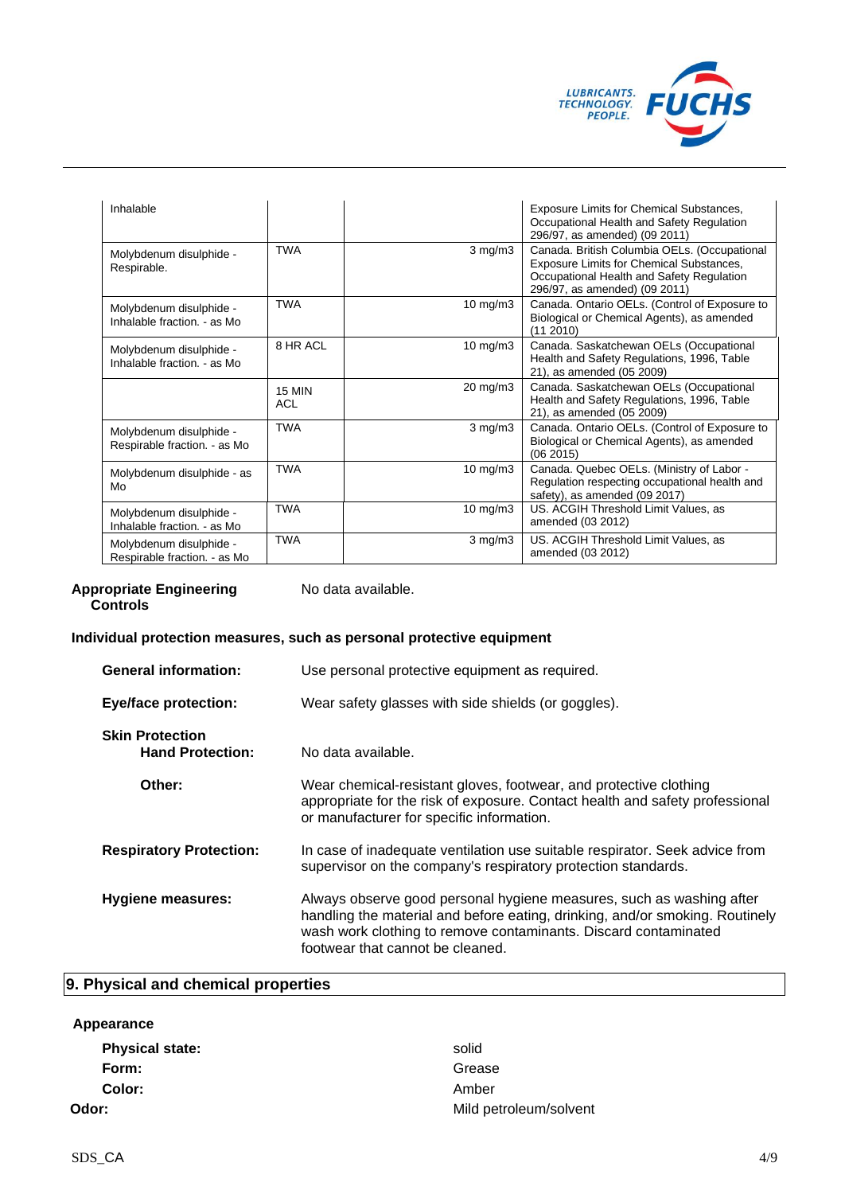| | | | |
|---|---|---|---|
| Inhalable | | | Exposure Limits for Chemical Substances, Occupational Health and Safety Regulation 296/97, as amended) (09 2011) |
| Molybdenum disulphide - Respirable. | TWA | 3 mg/m3 | Canada. British Columbia OELs. (Occupational Exposure Limits for Chemical Substances, Occupational Health and Safety Regulation 296/97, as amended) (09 2011) |
| Molybdenum disulphide - Inhalable fraction. - as Mo | TWA | 10 mg/m3 | Canada. Ontario OELs. (Control of Exposure to Biological or Chemical Agents), as amended (11 2010) |
| Molybdenum disulphide - Inhalable fraction. - as Mo | 8 HR ACL | 10 mg/m3 | Canada. Saskatchewan OELs (Occupational Health and Safety Regulations, 1996, Table 21), as amended (05 2009) |
| | 15 MIN ACL | 20 mg/m3 | Canada. Saskatchewan OELs (Occupational Health and Safety Regulations, 1996, Table 21), as amended (05 2009) |
| Molybdenum disulphide - Respirable fraction. - as Mo | TWA | 3 mg/m3 | Canada. Ontario OELs. (Control of Exposure to Biological or Chemical Agents), as amended (06 2015) |
| Molybdenum disulphide - as Mo | TWA | 10 mg/m3 | Canada. Quebec OELs. (Ministry of Labor - Regulation respecting occupational health and safety), as amended (09 2017) |
| Molybdenum disulphide - Inhalable fraction. - as Mo | TWA | 10 mg/m3 | US. ACGIH Threshold Limit Values, as amended (03 2012) |
| Molybdenum disulphide - Respirable fraction. - as Mo | TWA | 3 mg/m3 | US. ACGIH Threshold Limit Values, as amended (03 2012) |

**Appropriate Engineering Controls** No data available.

**Individual protection measures, such as personal protective equipment**

**General information:** Use personal protective equipment as required.

**Eye/face protection:** Wear safety glasses with side shields (or goggles).

**Skin Protection**

**Hand Protection:** No data available.

**Other:** Wear chemical-resistant gloves, footwear, and protective clothing appropriate for the risk of exposure. Contact health and safety professional or manufacturer for specific information.

**Respiratory Protection:** In case of inadequate ventilation use suitable respirator. Seek advice from supervisor on the company's respiratory protection standards.

**Hygiene measures:** Always observe good personal hygiene measures, such as washing after handling the material and before eating, drinking, and/or smoking. Routinely wash work clothing to remove contaminants. Discard contaminated footwear that cannot be cleaned.

## 9. Physical and chemical properties

**Appearance**

**Physical state:** solid

**Form:** Grease

**Color:** Amber

**Odor:** Mild petroleum/solvent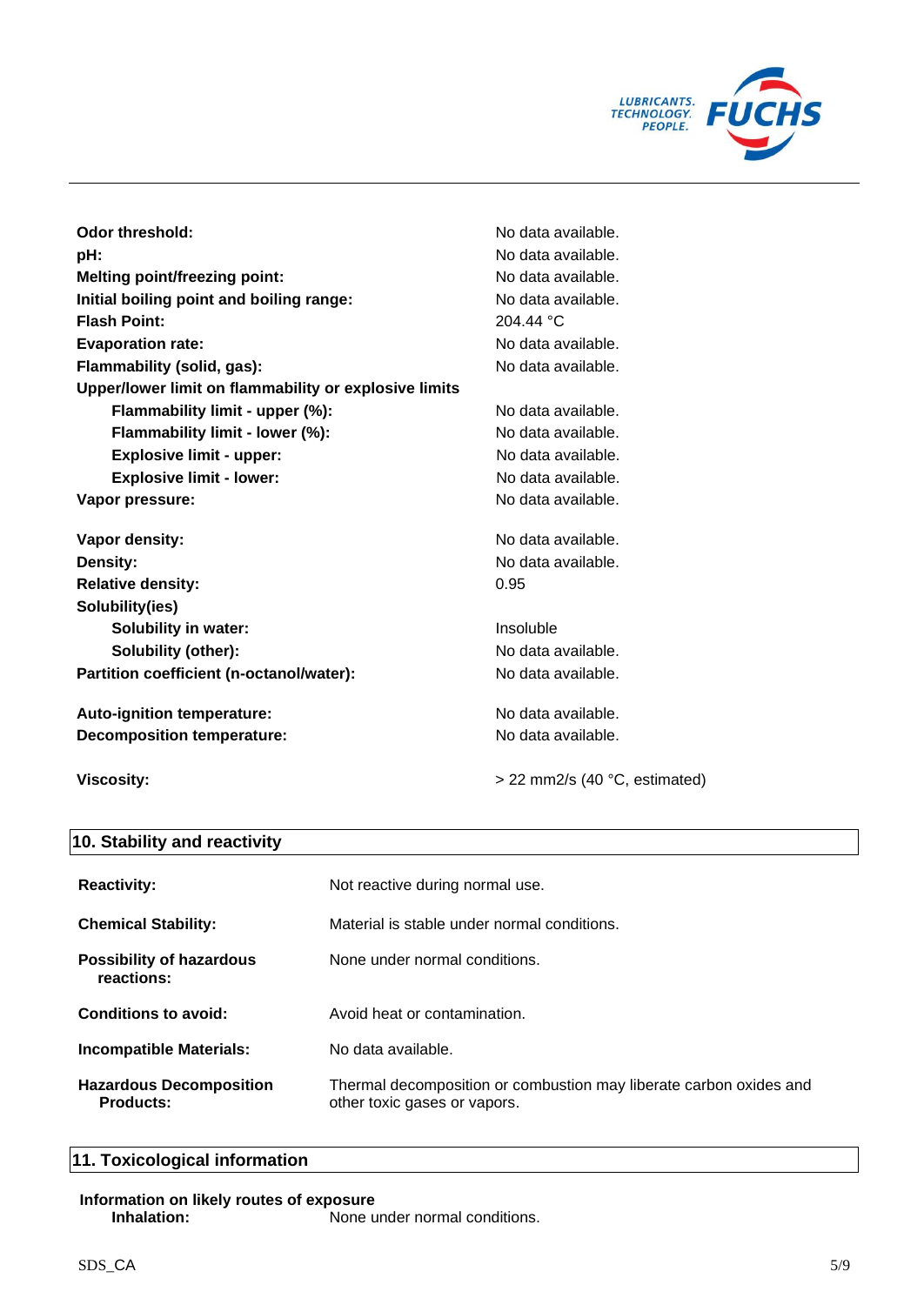| | |
|---|---|
| **Odor threshold:** | No data available. |
| **pH:** | No data available. |
| **Melting point/freezing point:** | No data available. |
| **Initial boiling point and boiling range:** | No data available. |
| **Flash Point:** | 204.44 °C |
| **Evaporation rate:** | No data available. |
| **Flammability (solid, gas):** | No data available. |
| **Upper/lower limit on flammability or explosive limits** | |
| **Flammability limit - upper (%):** | No data available. |
| **Flammability limit - lower (%):** | No data available. |
| **Explosive limit - upper:** | No data available. |
| **Explosive limit - lower:** | No data available. |
| **Vapor pressure:** | No data available. |
| **Vapor density:** | No data available. |
| **Density:** | No data available. |
| **Relative density:** | 0.95 |
| **Solubility(ies)** | |
| **Solubility in water:** | Insoluble |
| **Solubility (other):** | No data available. |
| **Partition coefficient (n-octanol/water):** | No data available. |
| **Auto-ignition temperature:** | No data available. |
| **Decomposition temperature:** | No data available. |
| **Viscosity:** | > 22 mm2/s (40 °C, estimated) |

## 10. Stability and reactivity

| | |
|---|---|
| **Reactivity:** | Not reactive during normal use. |
| **Chemical Stability:** | Material is stable under normal conditions. |
| **Possibility of hazardous reactions:** | None under normal conditions. |
| **Conditions to avoid:** | Avoid heat or contamination. |
| **Incompatible Materials:** | No data available. |
| **Hazardous Decomposition Products:** | Thermal decomposition or combustion may liberate carbon oxides and other toxic gases or vapors. |

## 11. Toxicological information

**Information on likely routes of exposure**

**Inhalation:** None under normal conditions.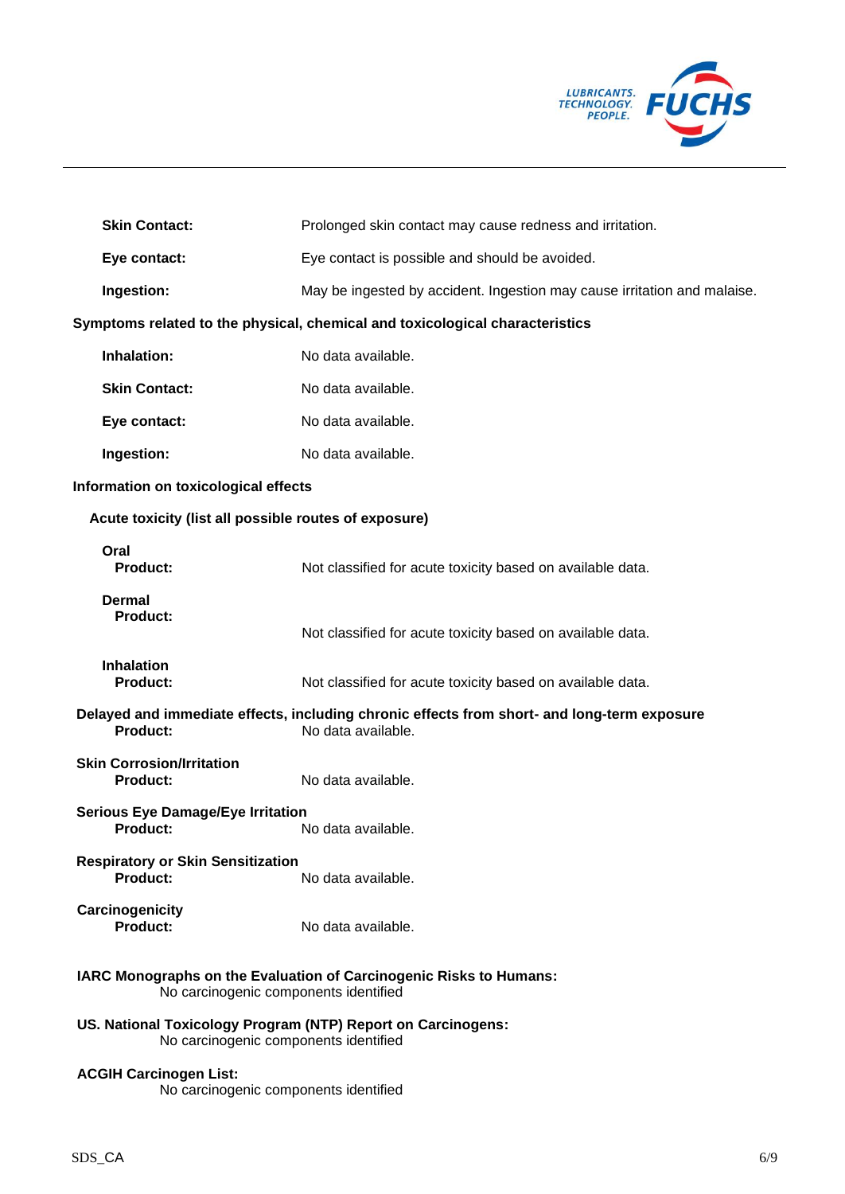**Skin Contact:** Prolonged skin contact may cause redness and irritation.

**Eye contact:** Eye contact is possible and should be avoided.

**Ingestion:** May be ingested by accident. Ingestion may cause irritation and malaise.

**Symptoms related to the physical, chemical and toxicological characteristics**

**Inhalation:** No data available.

**Skin Contact:** No data available.

**Eye contact:** No data available.

**Ingestion:** No data available.

**Information on toxicological effects**

**Acute toxicity (list all possible routes of exposure)**

**Oral**
**Product:** Not classified for acute toxicity based on available data.

**Dermal**
**Product:** Not classified for acute toxicity based on available data.

**Inhalation**
**Product:** Not classified for acute toxicity based on available data.

**Delayed and immediate effects, including chronic effects from short- and long-term exposure**
**Product:** No data available.

**Skin Corrosion/Irritation**
**Product:** No data available.

**Serious Eye Damage/Eye Irritation**
**Product:** No data available.

**Respiratory or Skin Sensitization**
**Product:** No data available.

**Carcinogenicity**
**Product:** No data available.

**IARC Monographs on the Evaluation of Carcinogenic Risks to Humans:**
No carcinogenic components identified

**US. National Toxicology Program (NTP) Report on Carcinogens:**
No carcinogenic components identified

**ACGIH Carcinogen List:**
No carcinogenic components identified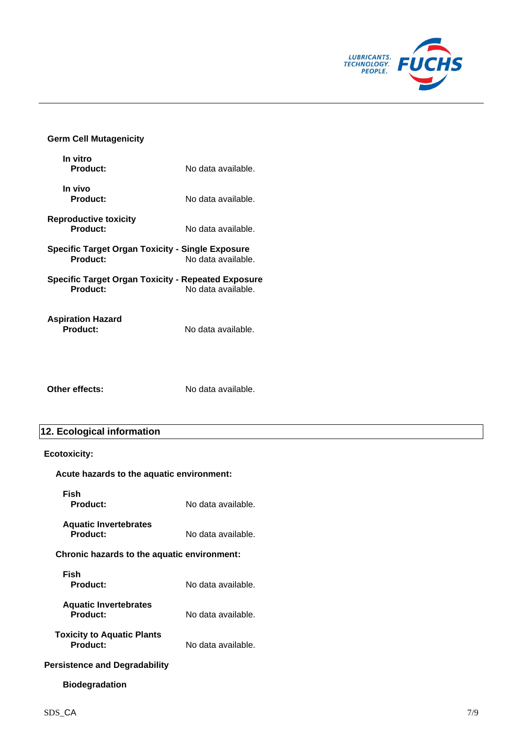**Germ Cell Mutagenicity**

**In vitro**

**Product:** No data available.

**In vivo**

**Product:** No data available.

**Reproductive toxicity**

**Product:** No data available.

**Specific Target Organ Toxicity - Single Exposure**

**Product:** No data available.

**Specific Target Organ Toxicity - Repeated Exposure**

**Product:** No data available.

**Aspiration Hazard**

**Product:** No data available.

**Other effects:** No data available.

## 12. Ecological information

**Ecotoxicity:**

**Acute hazards to the aquatic environment:**

**Fish**

**Product:** No data available.

**Aquatic Invertebrates**

**Product:** No data available.

**Chronic hazards to the aquatic environment:**

**Fish**

**Product:** No data available.

**Aquatic Invertebrates**

**Product:** No data available.

**Toxicity to Aquatic Plants**

**Product:** No data available.

**Persistence and Degradability**

**Biodegradation**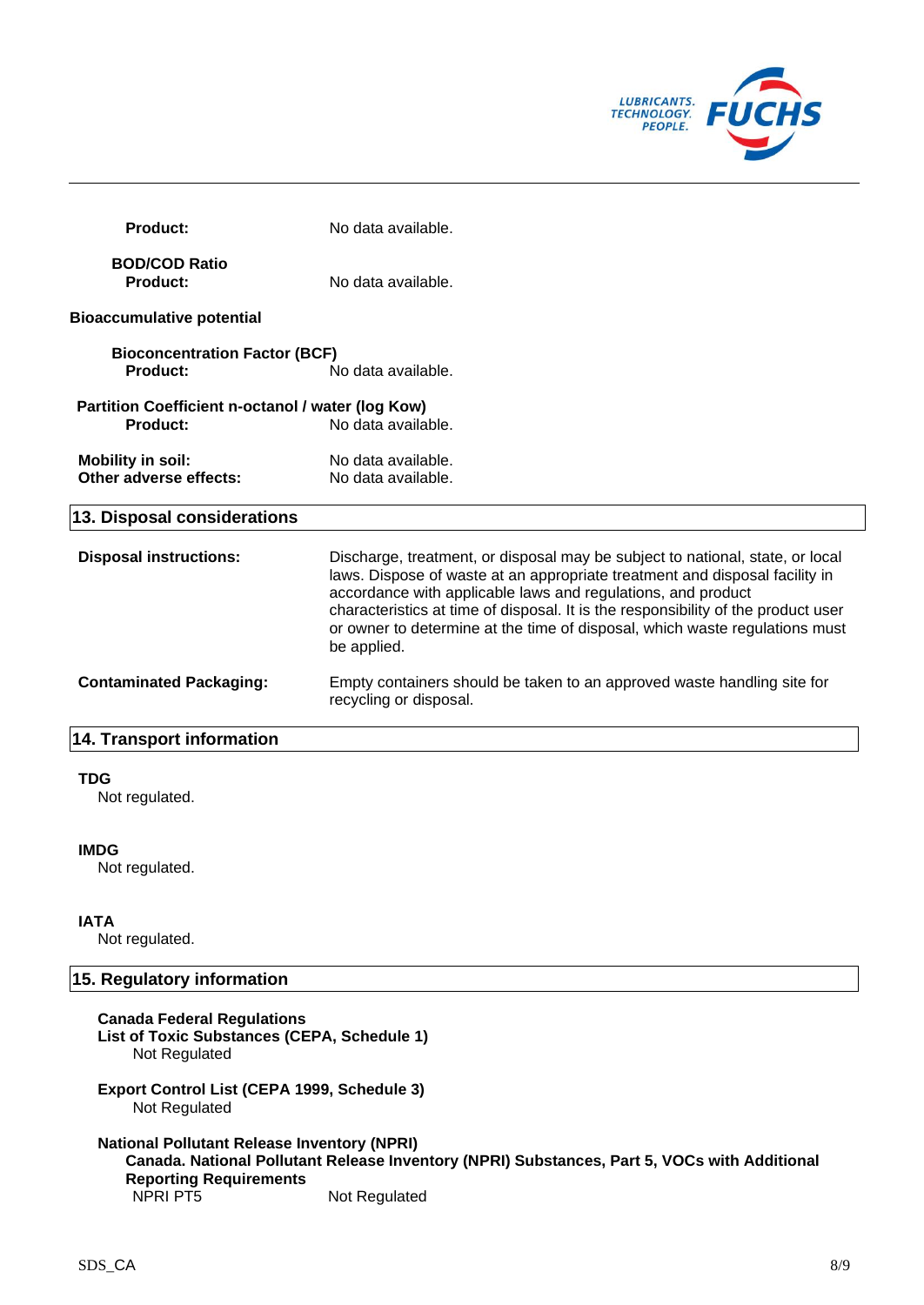**Product:** No data available.

**BOD/COD Ratio**
**Product:** No data available.

**Bioaccumulative potential**

**Bioconcentration Factor (BCF)**
**Product:** No data available.

**Partition Coefficient n-octanol / water (log Kow)**
**Product:** No data available.

**Mobility in soil:** No data available.
**Other adverse effects:** No data available.

## 13. Disposal considerations

**Disposal instructions:** Discharge, treatment, or disposal may be subject to national, state, or local laws. Dispose of waste at an appropriate treatment and disposal facility in accordance with applicable laws and regulations, and product characteristics at time of disposal. It is the responsibility of the product user or owner to determine at the time of disposal, which waste regulations must be applied.

**Contaminated Packaging:** Empty containers should be taken to an approved waste handling site for recycling or disposal.

## 14. Transport information

**TDG**
Not regulated.

**IMDG**
Not regulated.

**IATA**
Not regulated.

## 15. Regulatory information

**Canada Federal Regulations**
**List of Toxic Substances (CEPA, Schedule 1)**
Not Regulated

**Export Control List (CEPA 1999, Schedule 3)**
Not Regulated

**National Pollutant Release Inventory (NPRI)**
**Canada. National Pollutant Release Inventory (NPRI) Substances, Part 5, VOCs with Additional Reporting Requirements**
NPRI PT5 Not Regulated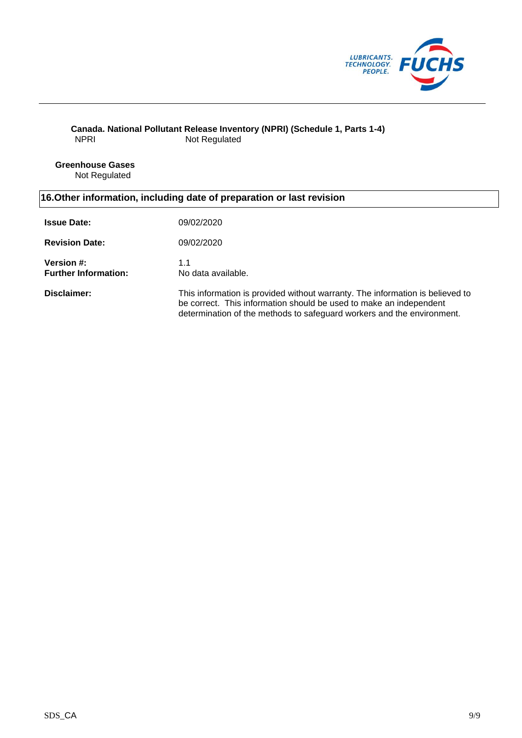**Canada. National Pollutant Release Inventory (NPRI) (Schedule 1, Parts 1-4)**

| NPRI | Not Regulated |
|---|---|

**Greenhouse Gases**

Not Regulated

## 16.Other information, including date of preparation or last revision

| | |
|---|---|
| **Issue Date:** | 09/02/2020 |
| **Revision Date:** | 09/02/2020 |
| **Version #:** | 1.1 |
| **Further Information:** | No data available. |
| **Disclaimer:** | This information is provided without warranty. The information is believed to be correct. This information should be used to make an independent determination of the methods to safeguard workers and the environment. |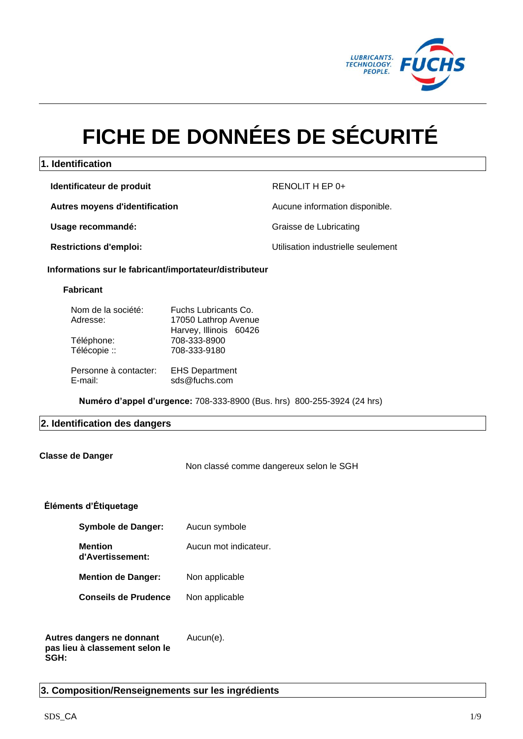# FICHE DE DONNÉES DE SÉCURITÉ

## 1. Identification

| | |
|---|---|
| **Identificateur de produit** | RENOLIT H EP 0+ |
| **Autres moyens d'identification** | Aucune information disponible. |
| **Usage recommandé:** | Graisse de Lubricating |
| **Restrictions d'emploi:** | Utilisation industrielle seulement |

**Informations sur le fabricant/importateur/distributeur**

**Fabricant**

| | |
|---|---|
| Nom de la société: | Fuchs Lubricants Co. |
| Adresse: | 17050 Lathrop Avenue<br>Harvey, Illinois 60426 |
| Téléphone: | 708-333-8900 |
| Télécopie :: | 708-333-9180 |
| Personne à contacter: | EHS Department |
| E-mail: | sds@fuchs.com |

**Numéro d'appel d'urgence:** 708-333-8900 (Bus. hrs) 800-255-3924 (24 hrs)

## 2. Identification des dangers

**Classe de Danger**

Non classé comme dangereux selon le SGH

**Éléments d'Étiquetage**

| | |
|---|---|
| **Symbole de Danger:** | Aucun symbole |
| **Mention d'Avertissement:** | Aucun mot indicateur. |
| **Mention de Danger:** | Non applicable |
| **Conseils de Prudence** | Non applicable |

**Autres dangers ne donnant pas lieu à classement selon le SGH:** Aucun(e).

## 3. Composition/Renseignements sur les ingrédients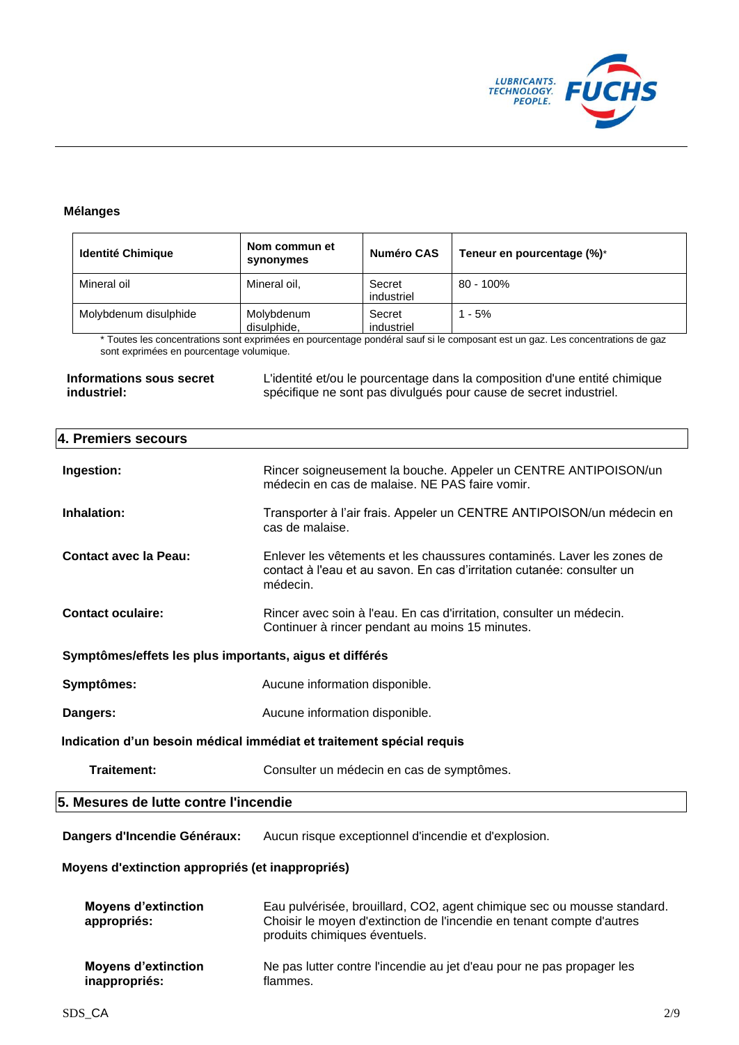**Mélanges**

| Identité Chimique | Nom commun et synonymes | Numéro CAS | Teneur en pourcentage (%)* |
|---|---|---|---|
| Mineral oil | Mineral oil, | Secret industriel | 80 - 100% |
| Molybdenum disulphide | Molybdenum disulphide, | Secret industriel | 1 - 5% |

* Toutes les concentrations sont exprimées en pourcentage pondéral sauf si le composant est un gaz. Les concentrations de gaz sont exprimées en pourcentage volumique.

**Informations sous secret industriel:** L'identité et/ou le pourcentage dans la composition d'une entité chimique spécifique ne sont pas divulgués pour cause de secret industriel.

## 4. Premiers secours

**Ingestion:** Rincer soigneusement la bouche. Appeler un CENTRE ANTIPOISON/un médecin en cas de malaise. NE PAS faire vomir.

**Inhalation:** Transporter à l'air frais. Appeler un CENTRE ANTIPOISON/un médecin en cas de malaise.

**Contact avec la Peau:** Enlever les vêtements et les chaussures contaminés. Laver les zones de contact à l'eau et au savon. En cas d'irritation cutanée: consulter un médecin.

**Contact oculaire:** Rincer avec soin à l'eau. En cas d'irritation, consulter un médecin. Continuer à rincer pendant au moins 15 minutes.

**Symptômes/effets les plus importants, aigus et différés**

**Symptômes:** Aucune information disponible.

**Dangers:** Aucune information disponible.

**Indication d'un besoin médical immédiat et traitement spécial requis**

**Traitement:** Consulter un médecin en cas de symptômes.

## 5. Mesures de lutte contre l'incendie

**Dangers d'Incendie Généraux:** Aucun risque exceptionnel d'incendie et d'explosion.

**Moyens d'extinction appropriés (et inappropriés)**

**Moyens d'extinction appropriés:** Eau pulvérisée, brouillard, CO2, agent chimique sec ou mousse standard. Choisir le moyen d'extinction de l'incendie en tenant compte d'autres produits chimiques éventuels.

**Moyens d'extinction inappropriés:** Ne pas lutter contre l'incendie au jet d'eau pour ne pas propager les flammes.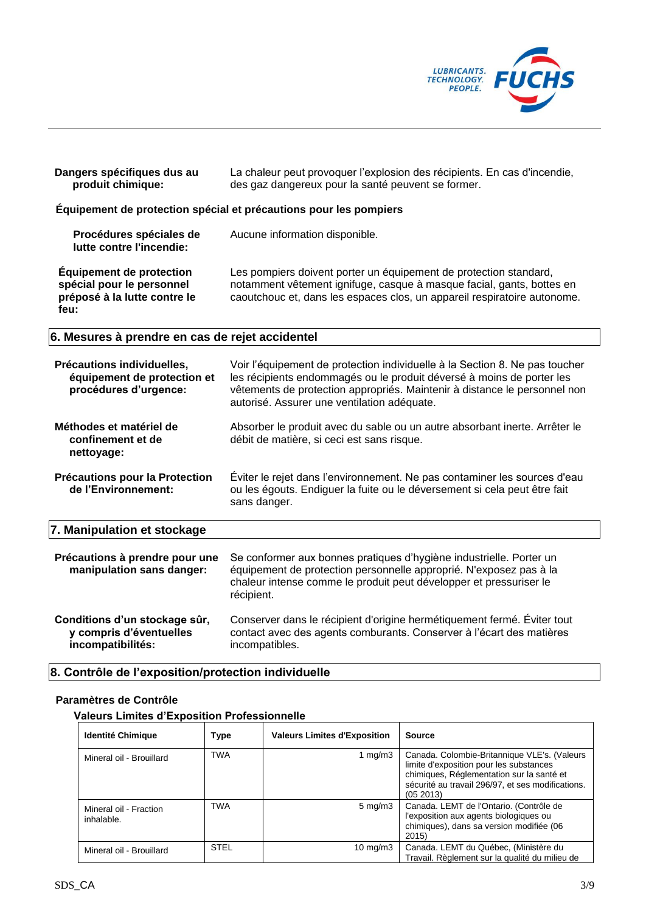**Dangers spécifiques dus au produit chimique:** La chaleur peut provoquer l'explosion des récipients. En cas d'incendie, des gaz dangereux pour la santé peuvent se former.

**Équipement de protection spécial et précautions pour les pompiers**

**Procédures spéciales de lutte contre l'incendie:** Aucune information disponible.

**Équipement de protection spécial pour le personnel préposé à la lutte contre le feu:** Les pompiers doivent porter un équipement de protection standard, notamment vêtement ignifuge, casque à masque facial, gants, bottes en caoutchouc et, dans les espaces clos, un appareil respiratoire autonome.

## 6. Mesures à prendre en cas de rejet accidentel

**Précautions individuelles, équipement de protection et procédures d'urgence:** Voir l'équipement de protection individuelle à la Section 8. Ne pas toucher les récipients endommagés ou le produit déversé à moins de porter les vêtements de protection appropriés. Maintenir à distance le personnel non autorisé. Assurer une ventilation adéquate.

**Méthodes et matériel de confinement et de nettoyage:** Absorber le produit avec du sable ou un autre absorbant inerte. Arrêter le débit de matière, si ceci est sans risque.

**Précautions pour la Protection de l'Environnement:** Éviter le rejet dans l'environnement. Ne pas contaminer les sources d'eau ou les égouts. Endiguer la fuite ou le déversement si cela peut être fait sans danger.

## 7. Manipulation et stockage

**Précautions à prendre pour une manipulation sans danger:** Se conformer aux bonnes pratiques d'hygiène industrielle. Porter un équipement de protection personnelle approprié. N'exposez pas à la chaleur intense comme le produit peut développer et pressuriser le récipient.

**Conditions d'un stockage sûr, y compris d'éventuelles incompatibilités:** Conserver dans le récipient d'origine hermétiquement fermé. Éviter tout contact avec des agents comburants. Conserver à l'écart des matières incompatibles.

## 8. Contrôle de l'exposition/protection individuelle

**Paramètres de Contrôle**

**Valeurs Limites d'Exposition Professionnelle**

| Identité Chimique | Type | Valeurs Limites d'Exposition | Source |
|---|---|---|---|
| Mineral oil - Brouillard | TWA | 1 mg/m3 | Canada. Colombie-Britannique VLE's. (Valeurs limite d'exposition pour les substances chimiques, Réglementation sur la santé et sécurité au travail 296/97, et ses modifications. (05 2013) |
| Mineral oil - Fraction inhalable. | TWA | 5 mg/m3 | Canada. LEMT de l'Ontario. (Contrôle de l'exposition aux agents biologiques ou chimiques), dans sa version modifiée (06 2015) |
| Mineral oil - Brouillard | STEL | 10 mg/m3 | Canada. LEMT du Québec, (Ministère du Travail. Règlement sur la qualité du milieu de |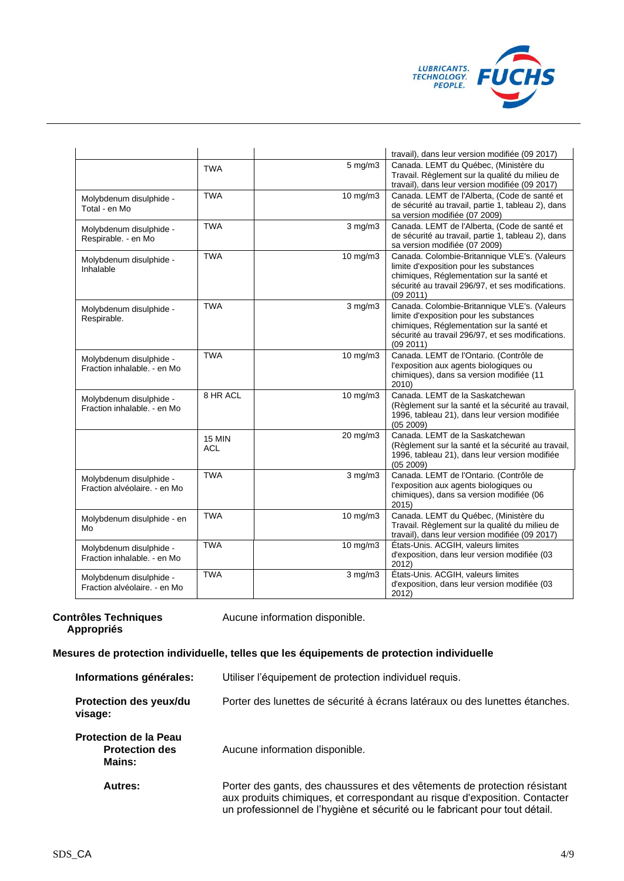| | | | |
|---|---|---|---|
| | | | travail), dans leur version modifiée (09 2017) |
| | TWA | 5 mg/m3 | Canada. LEMT du Québec, (Ministère du Travail. Règlement sur la qualité du milieu de travail), dans leur version modifiée (09 2017) |
| Molybdenum disulphide - Total - en Mo | TWA | 10 mg/m3 | Canada. LEMT de l'Alberta, (Code de santé et de sécurité au travail, partie 1, tableau 2), dans sa version modifiée (07 2009) |
| Molybdenum disulphide - Respirable. - en Mo | TWA | 3 mg/m3 | Canada. LEMT de l'Alberta, (Code de santé et de sécurité au travail, partie 1, tableau 2), dans sa version modifiée (07 2009) |
| Molybdenum disulphide - Inhalable | TWA | 10 mg/m3 | Canada. Colombie-Britannique VLE's. (Valeurs limite d'exposition pour les substances chimiques, Réglementation sur la santé et sécurité au travail 296/97, et ses modifications. (09 2011) |
| Molybdenum disulphide - Respirable. | TWA | 3 mg/m3 | Canada. Colombie-Britannique VLE's. (Valeurs limite d'exposition pour les substances chimiques, Réglementation sur la santé et sécurité au travail 296/97, et ses modifications. (09 2011) |
| Molybdenum disulphide - Fraction inhalable. - en Mo | TWA | 10 mg/m3 | Canada. LEMT de l'Ontario. (Contrôle de l'exposition aux agents biologiques ou chimiques), dans sa version modifiée (11 2010) |
| Molybdenum disulphide - Fraction inhalable. - en Mo | 8 HR ACL | 10 mg/m3 | Canada. LEMT de la Saskatchewan (Règlement sur la santé et la sécurité au travail, 1996, tableau 21), dans leur version modifiée (05 2009) |
| | 15 MIN ACL | 20 mg/m3 | Canada. LEMT de la Saskatchewan (Règlement sur la santé et la sécurité au travail, 1996, tableau 21), dans leur version modifiée (05 2009) |
| Molybdenum disulphide - Fraction alvéolaire. - en Mo | TWA | 3 mg/m3 | Canada. LEMT de l'Ontario. (Contrôle de l'exposition aux agents biologiques ou chimiques), dans sa version modifiée (06 2015) |
| Molybdenum disulphide - en Mo | TWA | 10 mg/m3 | Canada. LEMT du Québec, (Ministère du Travail. Règlement sur la qualité du milieu de travail), dans leur version modifiée (09 2017) |
| Molybdenum disulphide - Fraction inhalable. - en Mo | TWA | 10 mg/m3 | États-Unis. ACGIH, valeurs limites d'exposition, dans leur version modifiée (03 2012) |
| Molybdenum disulphide - Fraction alvéolaire. - en Mo | TWA | 3 mg/m3 | États-Unis. ACGIH, valeurs limites d'exposition, dans leur version modifiée (03 2012) |

**Contrôles Techniques Appropriés** — Aucune information disponible.

**Mesures de protection individuelle, telles que les équipements de protection individuelle**

**Informations générales:** Utiliser l'équipement de protection individuel requis.

**Protection des yeux/du visage:** Porter des lunettes de sécurité à écrans latéraux ou des lunettes étanches.

**Protection de la Peau**

**Protection des Mains:** Aucune information disponible.

**Autres:** Porter des gants, des chaussures et des vêtements de protection résistant aux produits chimiques, et correspondant au risque d'exposition. Contacter un professionnel de l'hygiène et sécurité ou le fabricant pour tout détail.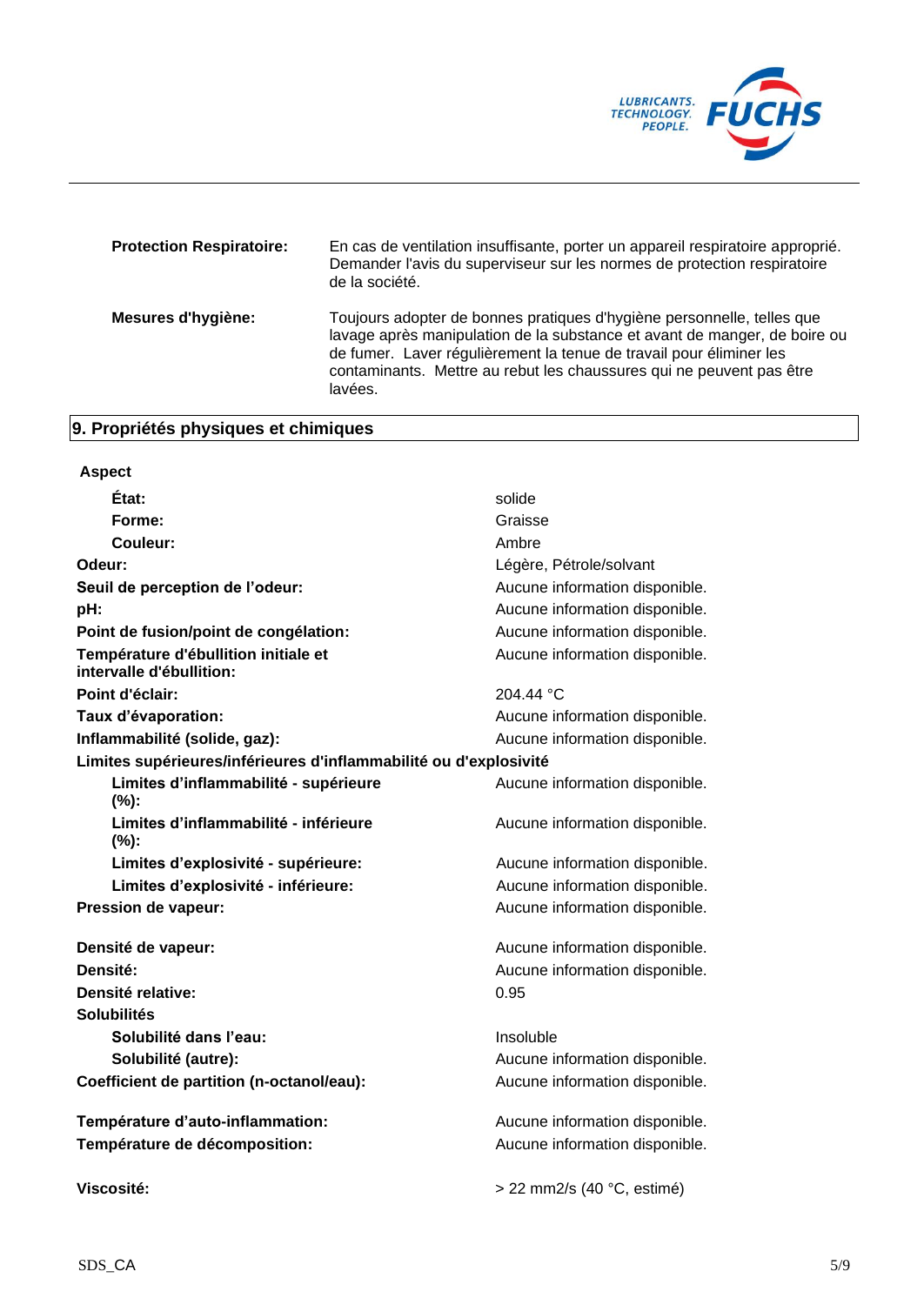| | |
|---|---|
| **Protection Respiratoire:** | En cas de ventilation insuffisante, porter un appareil respiratoire approprié. Demander l'avis du superviseur sur les normes de protection respiratoire de la société. |
| **Mesures d'hygiène:** | Toujours adopter de bonnes pratiques d'hygiène personnelle, telles que lavage après manipulation de la substance et avant de manger, de boire ou de fumer. Laver régulièrement la tenue de travail pour éliminer les contaminants. Mettre au rebut les chaussures qui ne peuvent pas être lavées. |

## 9. Propriétés physiques et chimiques

**Aspect**

| | |
|---|---|
| **État:** | solide |
| **Forme:** | Graisse |
| **Couleur:** | Ambre |
| **Odeur:** | Légère, Pétrole/solvant |
| **Seuil de perception de l'odeur:** | Aucune information disponible. |
| **pH:** | Aucune information disponible. |
| **Point de fusion/point de congélation:** | Aucune information disponible. |
| **Température d'ébullition initiale et intervalle d'ébullition:** | Aucune information disponible. |
| **Point d'éclair:** | 204.44 °C |
| **Taux d'évaporation:** | Aucune information disponible. |
| **Inflammabilité (solide, gaz):** | Aucune information disponible. |
| **Limites supérieures/inférieures d'inflammabilité ou d'explosivité** | |
| **Limites d'inflammabilité - supérieure (%):** | Aucune information disponible. |
| **Limites d'inflammabilité - inférieure (%):** | Aucune information disponible. |
| **Limites d'explosivité - supérieure:** | Aucune information disponible. |
| **Limites d'explosivité - inférieure:** | Aucune information disponible. |
| **Pression de vapeur:** | Aucune information disponible. |
| **Densité de vapeur:** | Aucune information disponible. |
| **Densité:** | Aucune information disponible. |
| **Densité relative:** | 0.95 |
| **Solubilités** | |
| **Solubilité dans l'eau:** | Insoluble |
| **Solubilité (autre):** | Aucune information disponible. |
| **Coefficient de partition (n-octanol/eau):** | Aucune information disponible. |
| **Température d'auto-inflammation:** | Aucune information disponible. |
| **Température de décomposition:** | Aucune information disponible. |
| **Viscosité:** | > 22 mm2/s (40 °C, estimé) |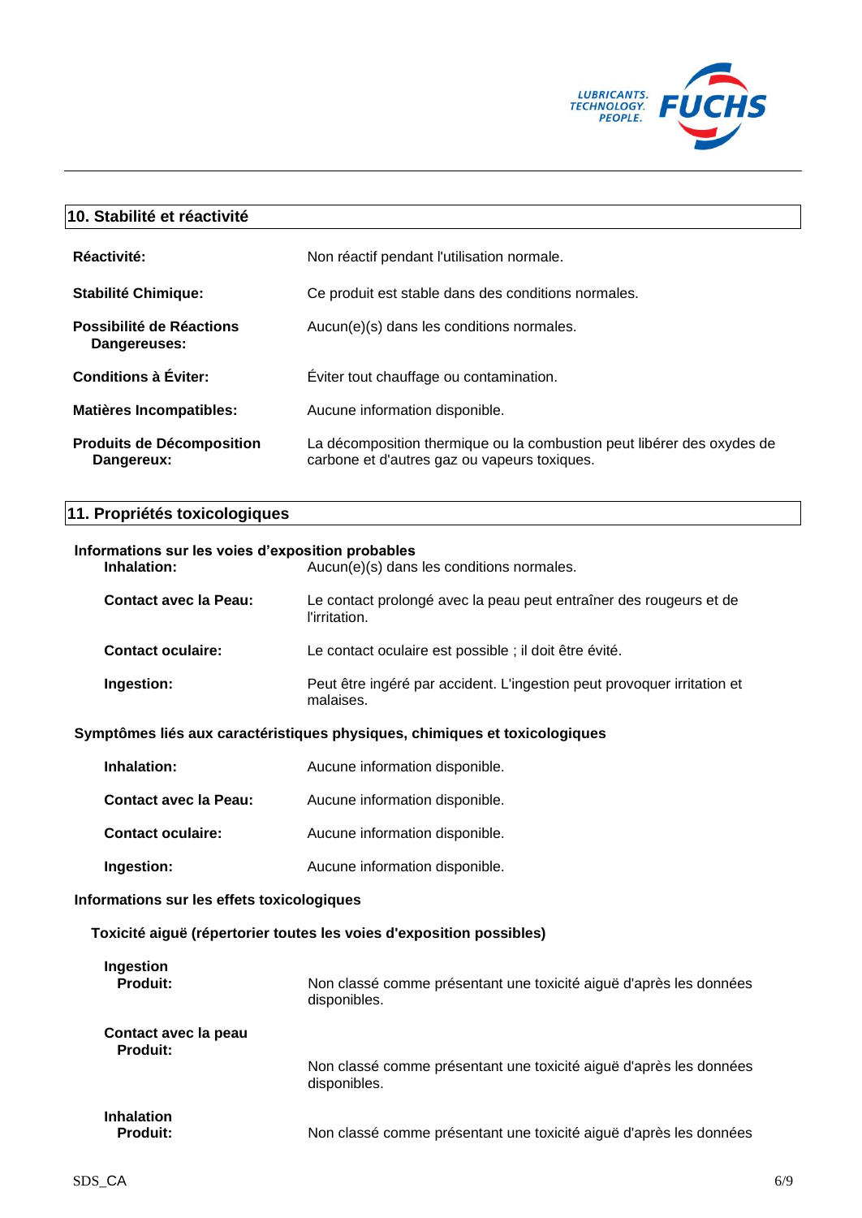## 10. Stabilité et réactivité

**Réactivité:** Non réactif pendant l'utilisation normale.

**Stabilité Chimique:** Ce produit est stable dans des conditions normales.

**Possibilité de Réactions Dangereuses:** Aucun(e)(s) dans les conditions normales.

**Conditions à Éviter:** Éviter tout chauffage ou contamination.

**Matières Incompatibles:** Aucune information disponible.

**Produits de Décomposition Dangereux:** La décomposition thermique ou la combustion peut libérer des oxydes de carbone et d'autres gaz ou vapeurs toxiques.

## 11. Propriétés toxicologiques

**Informations sur les voies d'exposition probables**

**Inhalation:** Aucun(e)(s) dans les conditions normales.

**Contact avec la Peau:** Le contact prolongé avec la peau peut entraîner des rougeurs et de l'irritation.

**Contact oculaire:** Le contact oculaire est possible ; il doit être évité.

**Ingestion:** Peut être ingéré par accident. L'ingestion peut provoquer irritation et malaises.

**Symptômes liés aux caractéristiques physiques, chimiques et toxicologiques**

**Inhalation:** Aucune information disponible.

**Contact avec la Peau:** Aucune information disponible.

**Contact oculaire:** Aucune information disponible.

**Ingestion:** Aucune information disponible.

**Informations sur les effets toxicologiques**

**Toxicité aiguë (répertorier toutes les voies d'exposition possibles)**

**Ingestion**
**Produit:** Non classé comme présentant une toxicité aiguë d'après les données disponibles.

**Contact avec la peau**
**Produit:** Non classé comme présentant une toxicité aiguë d'après les données disponibles.

**Inhalation**
**Produit:** Non classé comme présentant une toxicité aiguë d'après les données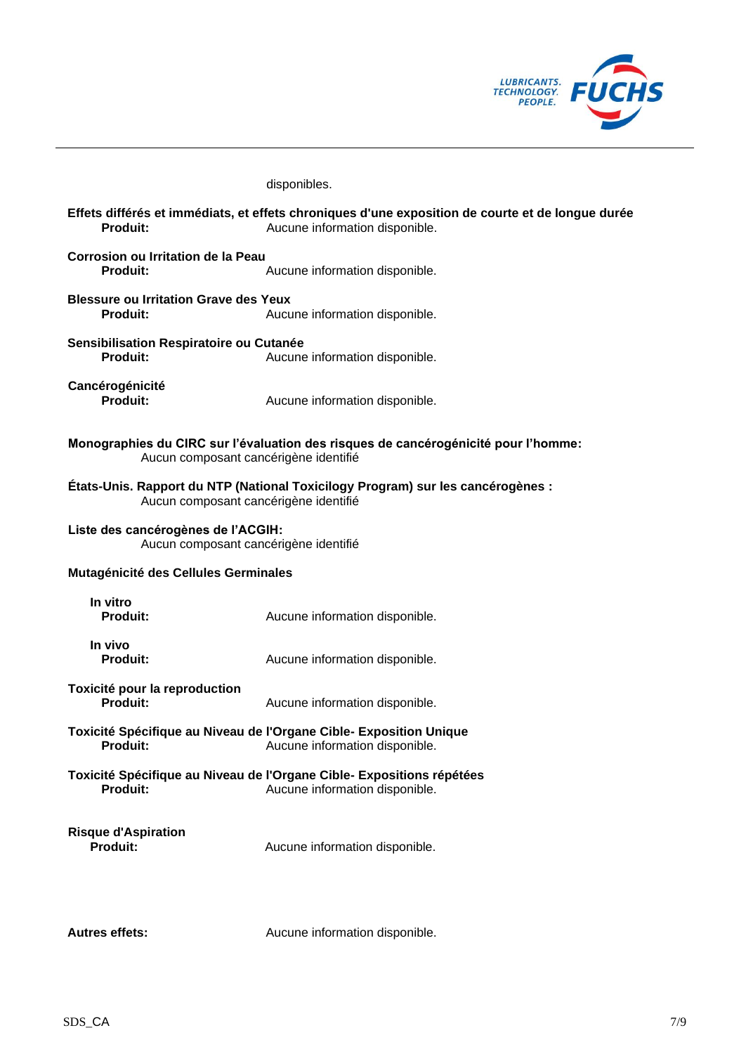disponibles.

**Effets différés et immédiats, et effets chroniques d'une exposition de courte et de longue durée**

**Produit:** Aucune information disponible.

**Corrosion ou Irritation de la Peau**

**Produit:** Aucune information disponible.

**Blessure ou Irritation Grave des Yeux**

**Produit:** Aucune information disponible.

**Sensibilisation Respiratoire ou Cutanée**

**Produit:** Aucune information disponible.

**Cancérogénicité**

**Produit:** Aucune information disponible.

**Monographies du CIRC sur l'évaluation des risques de cancérogénicité pour l'homme:**

Aucun composant cancérigène identifié

**États-Unis. Rapport du NTP (National Toxicilogy Program) sur les cancérogènes :**

Aucun composant cancérigène identifié

**Liste des cancérogènes de l'ACGIH:**

Aucun composant cancérigène identifié

**Mutagénicité des Cellules Germinales**

**In vitro**

**Produit:** Aucune information disponible.

**In vivo**

**Produit:** Aucune information disponible.

**Toxicité pour la reproduction**

**Produit:** Aucune information disponible.

**Toxicité Spécifique au Niveau de l'Organe Cible- Exposition Unique**

**Produit:** Aucune information disponible.

**Toxicité Spécifique au Niveau de l'Organe Cible- Expositions répétées**

**Produit:** Aucune information disponible.

**Risque d'Aspiration**

**Produit:** Aucune information disponible.

**Autres effets:** Aucune information disponible.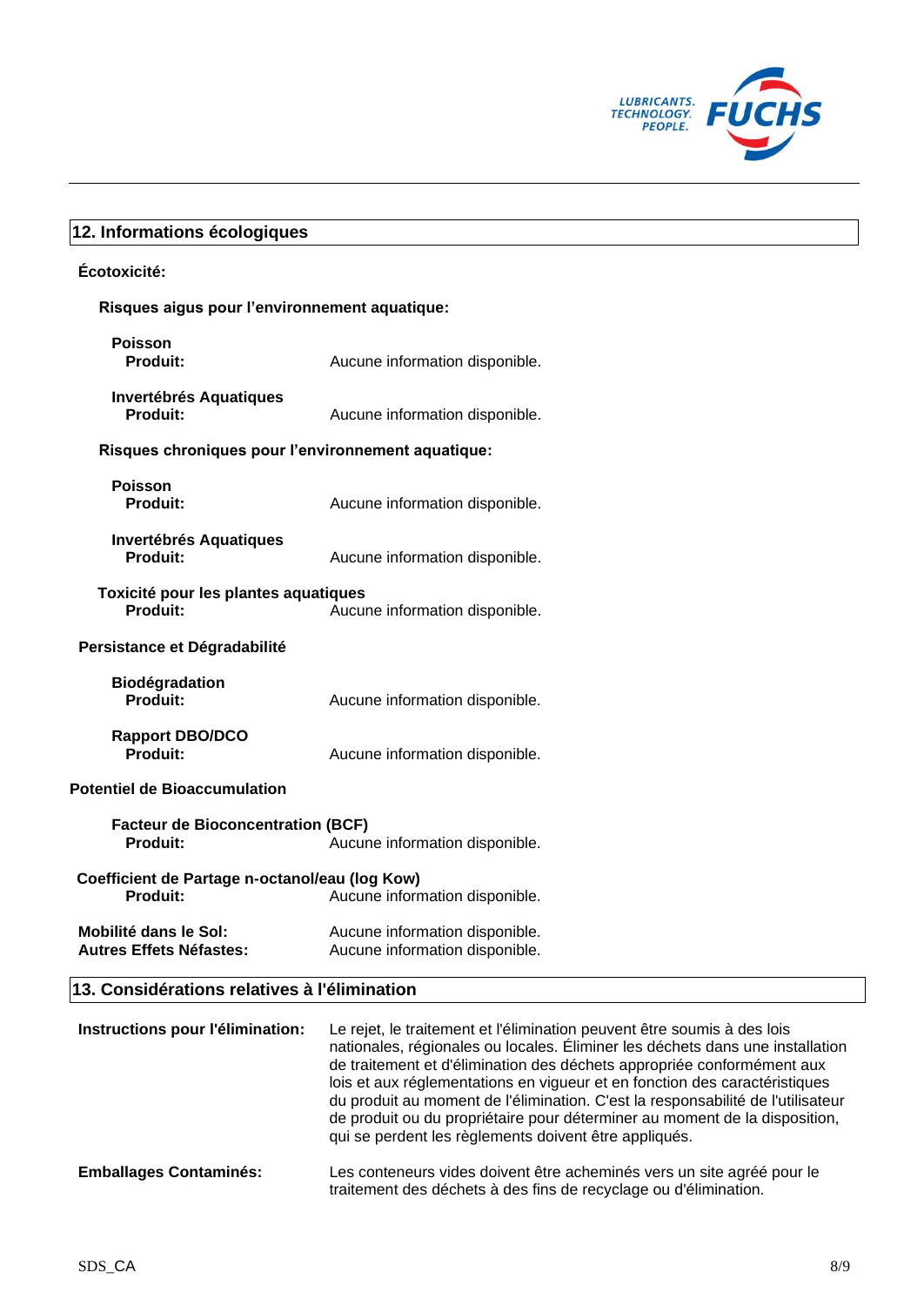## 12. Informations écologiques

**Écotoxicité:**

**Risques aigus pour l'environnement aquatique:**

**Poisson**
**Produit:** Aucune information disponible.

**Invertébrés Aquatiques**
**Produit:** Aucune information disponible.

**Risques chroniques pour l'environnement aquatique:**

**Poisson**
**Produit:** Aucune information disponible.

**Invertébrés Aquatiques**
**Produit:** Aucune information disponible.

**Toxicité pour les plantes aquatiques**
**Produit:** Aucune information disponible.

**Persistance et Dégradabilité**

**Biodégradation**
**Produit:** Aucune information disponible.

**Rapport DBO/DCO**
**Produit:** Aucune information disponible.

**Potentiel de Bioaccumulation**

**Facteur de Bioconcentration (BCF)**
**Produit:** Aucune information disponible.

**Coefficient de Partage n-octanol/eau (log Kow)**
**Produit:** Aucune information disponible.

**Mobilité dans le Sol:** Aucune information disponible.
**Autres Effets Néfastes:** Aucune information disponible.

## 13. Considérations relatives à l'élimination

**Instructions pour l'élimination:** Le rejet, le traitement et l'élimination peuvent être soumis à des lois nationales, régionales ou locales. Éliminer les déchets dans une installation de traitement et d'élimination des déchets appropriée conformément aux lois et aux réglementations en vigueur et en fonction des caractéristiques du produit au moment de l'élimination. C'est la responsabilité de l'utilisateur de produit ou du propriétaire pour déterminer au moment de la disposition, qui se perdent les règlements doivent être appliqués.

**Emballages Contaminés:** Les conteneurs vides doivent être acheminés vers un site agréé pour le traitement des déchets à des fins de recyclage ou d'élimination.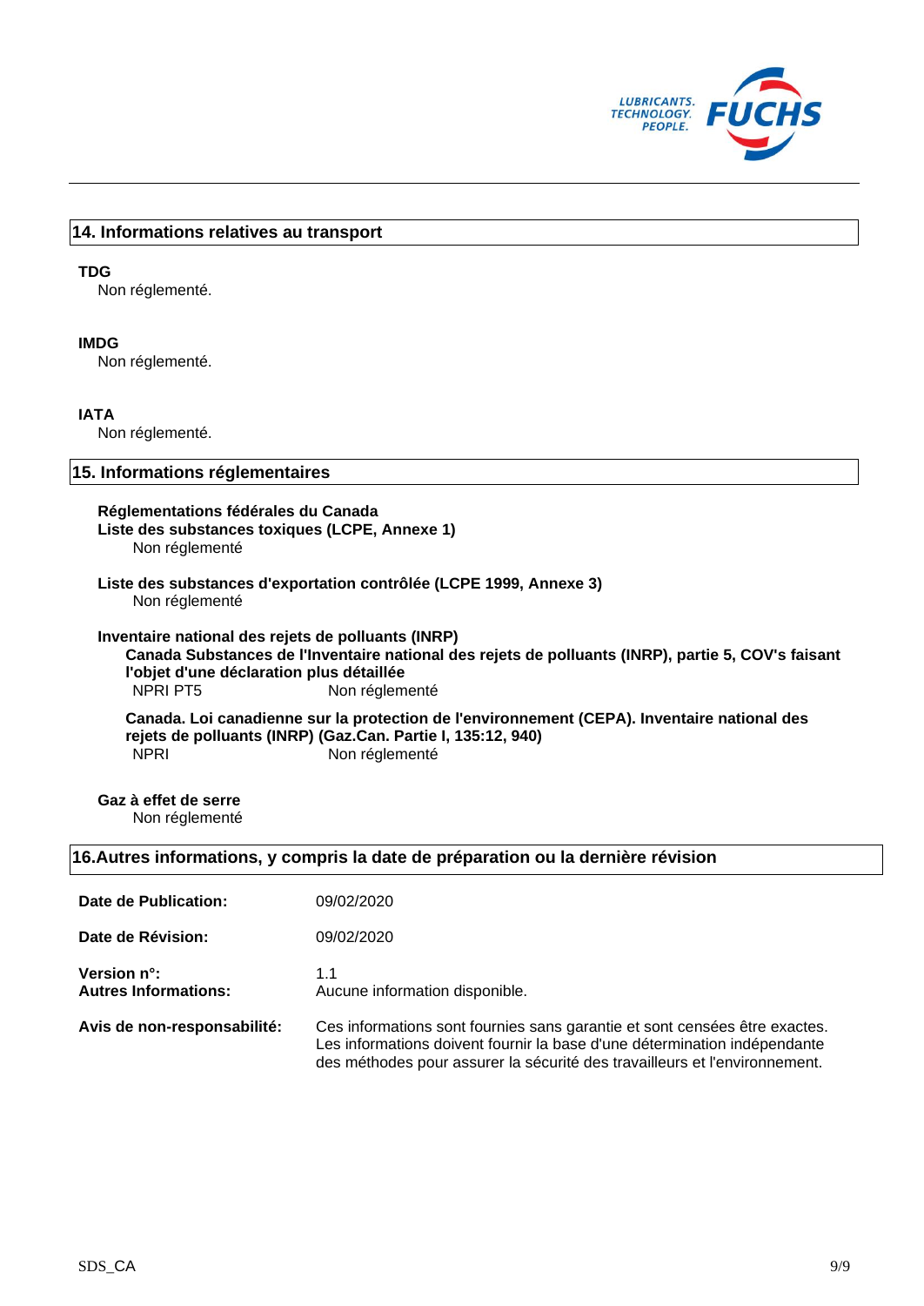## 14. Informations relatives au transport

**TDG**

Non réglementé.

**IMDG**

Non réglementé.

**IATA**

Non réglementé.

## 15. Informations réglementaires

**Réglementations fédérales du Canada**

**Liste des substances toxiques (LCPE, Annexe 1)**

Non réglementé

**Liste des substances d'exportation contrôlée (LCPE 1999, Annexe 3)**

Non réglementé

**Inventaire national des rejets de polluants (INRP)**

**Canada Substances de l'Inventaire national des rejets de polluants (INRP), partie 5, COV's faisant l'objet d'une déclaration plus détaillée**

| | |
|---|---|
| NPRI PT5 | Non réglementé |

**Canada. Loi canadienne sur la protection de l'environnement (CEPA). Inventaire national des rejets de polluants (INRP) (Gaz.Can. Partie I, 135:12, 940)**

| | |
|---|---|
| NPRI | Non réglementé |

**Gaz à effet de serre**

Non réglementé

## 16.Autres informations, y compris la date de préparation ou la dernière révision

| | |
|---|---|
| **Date de Publication:** | 09/02/2020 |
| **Date de Révision:** | 09/02/2020 |
| **Version n°:** | 1.1 |
| **Autres Informations:** | Aucune information disponible. |
| **Avis de non-responsabilité:** | Ces informations sont fournies sans garantie et sont censées être exactes. Les informations doivent fournir la base d'une détermination indépendante des méthodes pour assurer la sécurité des travailleurs et l'environnement. |